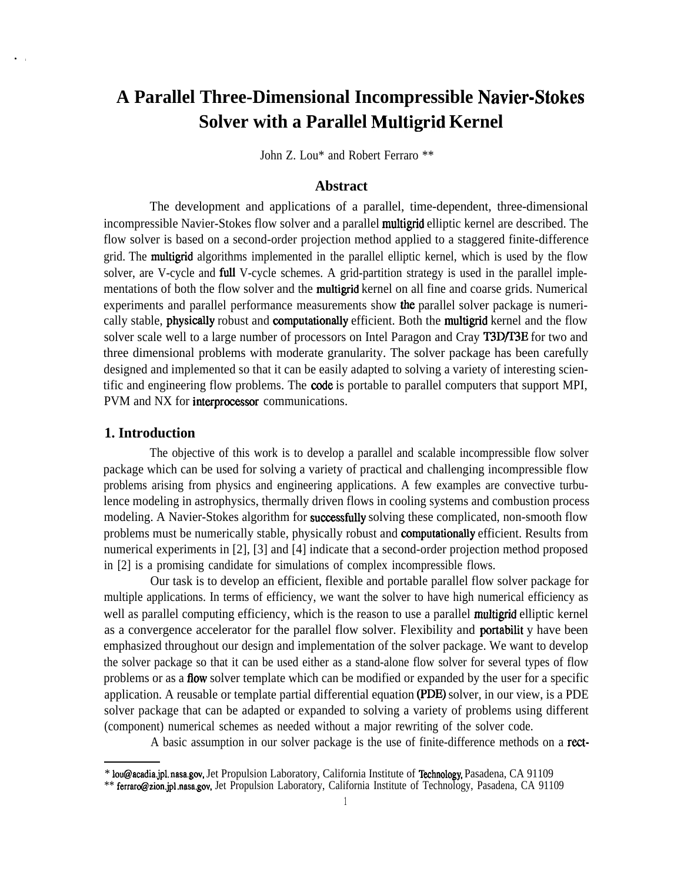# A Parallel Three-Dimensional Incompressible Navier-Stokes Solver with a Parallel Multigrid Kernel

John Z. Lou* and Robert Ferraro **

## Abstract

The development and applications of a parallel, time-dependent, three-dimensional incompressible Navier-Stokes flow solver and a parallel multigrid elliptic kernel are described. The flow solver is based on a second-order projection method applied to a staggered finite-difference grid. The multigrid algorithms implemented in the parallel elliptic kernel, which is used by the flow solver, are V-cycle and full V-cycle schemes. A grid-partition strategy is used in the parallel implementations of both the flow solver and the multigrid kernel on all fine and coarse grids. Numerical experiments and parallel performance measurements show the parallel solver package is numerically stable, physically robust and computationally efficient. Both the multigrid kernel and the flow solver scale well to a large number of processors on Intel Paragon and Cray T3D/T3E for two and three dimensional problems with moderate granularity. The solver package has been carefully designed and implemented so that it can be easily adapted to solving a variety of interesting scientific and engineering flow problems. The code is portable to parallel computers that support MPI, PVM and NX for interprocessor communications.

## 1. Introduction

The objective of this work is to develop a parallel and scalable incompressible flow solver package which can be used for solving a variety of practical and challenging incompressible flow problems arising from physics and engineering applications. A few examples are convective turbulence modeling in astrophysics, thermally driven flows in cooling systems and combustion process modeling. A Navier-Stokes algorithm for successfully solving these complicated, non-smooth flow problems must be numerically stable, physically robust and computationally efficient. Results from numerical experiments in [2], [3] and [4] indicate that a second-order projection method proposed in [2] is a promising candidate for simulations of complex incompressible flows.

Our task is to develop an efficient, flexible and portable parallel flow solver package for multiple applications. In terms of efficiency, we want the solver to have high numerical efficiency as well as parallel computing efficiency, which is the reason to use a parallel multigrid elliptic kernel as a convergence accelerator for the parallel flow solver. Flexibility and portability have been emphasized throughout our design and implementation of the solver package. We want to develop the solver package so that it can be used either as a stand-alone flow solver for several types of flow problems or as a flow solver template which can be modified or expanded by the user for a specific application. A reusable or template partial differential equation (PDE) solver, in our view, is a PDE solver package that can be adapted or expanded to solving a variety of problems using different (component) numerical schemes as needed without a major rewriting of the solver code.

A basic assumption in our solver package is the use of finite-difference methods on a rect-

---

* lou@acadia.jpl.nasa.gov, Jet Propulsion Laboratory, California Institute of Technology, Pasadena, CA 91109

** ferraro@zion.jpl.nasa.gov, Jet Propulsion Laboratory, California Institute of Technology, Pasadena, CA 91109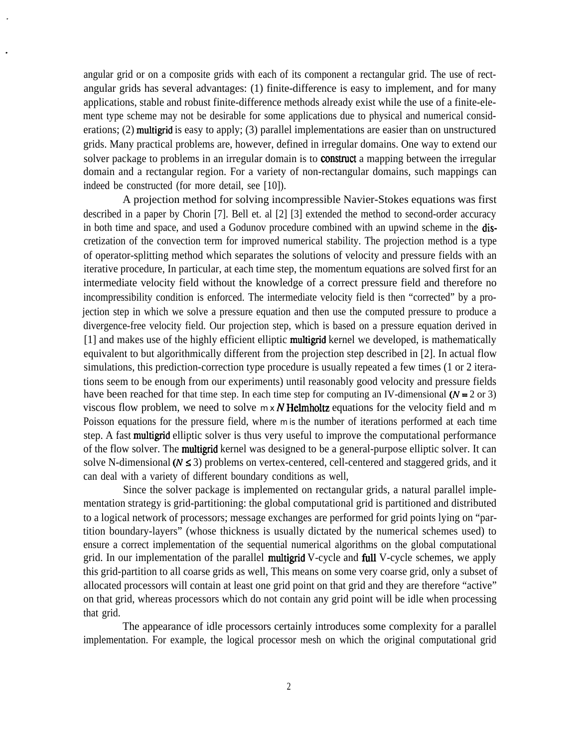angular grid or on a composite grids with each of its component a rectangular grid. The use of rectangular grids has several advantages: (1) finite-difference is easy to implement, and for many applications, stable and robust finite-difference methods already exist while the use of a finite-element type scheme may not be desirable for some applications due to physical and numerical considerations; (2) multigrid is easy to apply; (3) parallel implementations are easier than on unstructured grids. Many practical problems are, however, defined in irregular domains. One way to extend our solver package to problems in an irregular domain is to construct a mapping between the irregular domain and a rectangular region. For a variety of non-rectangular domains, such mappings can indeed be constructed (for more detail, see [10]).

A projection method for solving incompressible Navier-Stokes equations was first described in a paper by Chorin [7]. Bell et. al [2] [3] extended the method to second-order accuracy in both time and space, and used a Godunov procedure combined with an upwind scheme in the discretization of the convection term for improved numerical stability. The projection method is a type of operator-splitting method which separates the solutions of velocity and pressure fields with an iterative procedure, In particular, at each time step, the momentum equations are solved first for an intermediate velocity field without the knowledge of a correct pressure field and therefore no incompressibility condition is enforced. The intermediate velocity field is then "corrected" by a projection step in which we solve a pressure equation and then use the computed pressure to produce a divergence-free velocity field. Our projection step, which is based on a pressure equation derived in [1] and makes use of the highly efficient elliptic multigrid kernel we developed, is mathematically equivalent to but algorithmically different from the projection step described in [2]. In actual flow simulations, this prediction-correction type procedure is usually repeated a few times (1 or 2 iterations seem to be enough from our experiments) until reasonably good velocity and pressure fields have been reached for that time step. In each time step for computing an IV-dimensional ($N = 2$ or 3) viscous flow problem, we need to solve $m \times N$ Helmholtz equations for the velocity field and $m$ Poisson equations for the pressure field, where $m$ is the number of iterations performed at each time step. A fast multigrid elliptic solver is thus very useful to improve the computational performance of the flow solver. The multigrid kernel was designed to be a general-purpose elliptic solver. It can solve N-dimensional ($N \leq 3$) problems on vertex-centered, cell-centered and staggered grids, and it can deal with a variety of different boundary conditions as well,

Since the solver package is implemented on rectangular grids, a natural parallel implementation strategy is grid-partitioning: the global computational grid is partitioned and distributed to a logical network of processors; message exchanges are performed for grid points lying on "partition boundary-layers" (whose thickness is usually dictated by the numerical schemes used) to ensure a correct implementation of the sequential numerical algorithms on the global computational grid. In our implementation of the parallel multigrid V-cycle and full V-cycle schemes, we apply this grid-partition to all coarse grids as well, This means on some very coarse grid, only a subset of allocated processors will contain at least one grid point on that grid and they are therefore "active" on that grid, whereas processors which do not contain any grid point will be idle when processing that grid.

The appearance of idle processors certainly introduces some complexity for a parallel implementation. For example, the logical processor mesh on which the original computational grid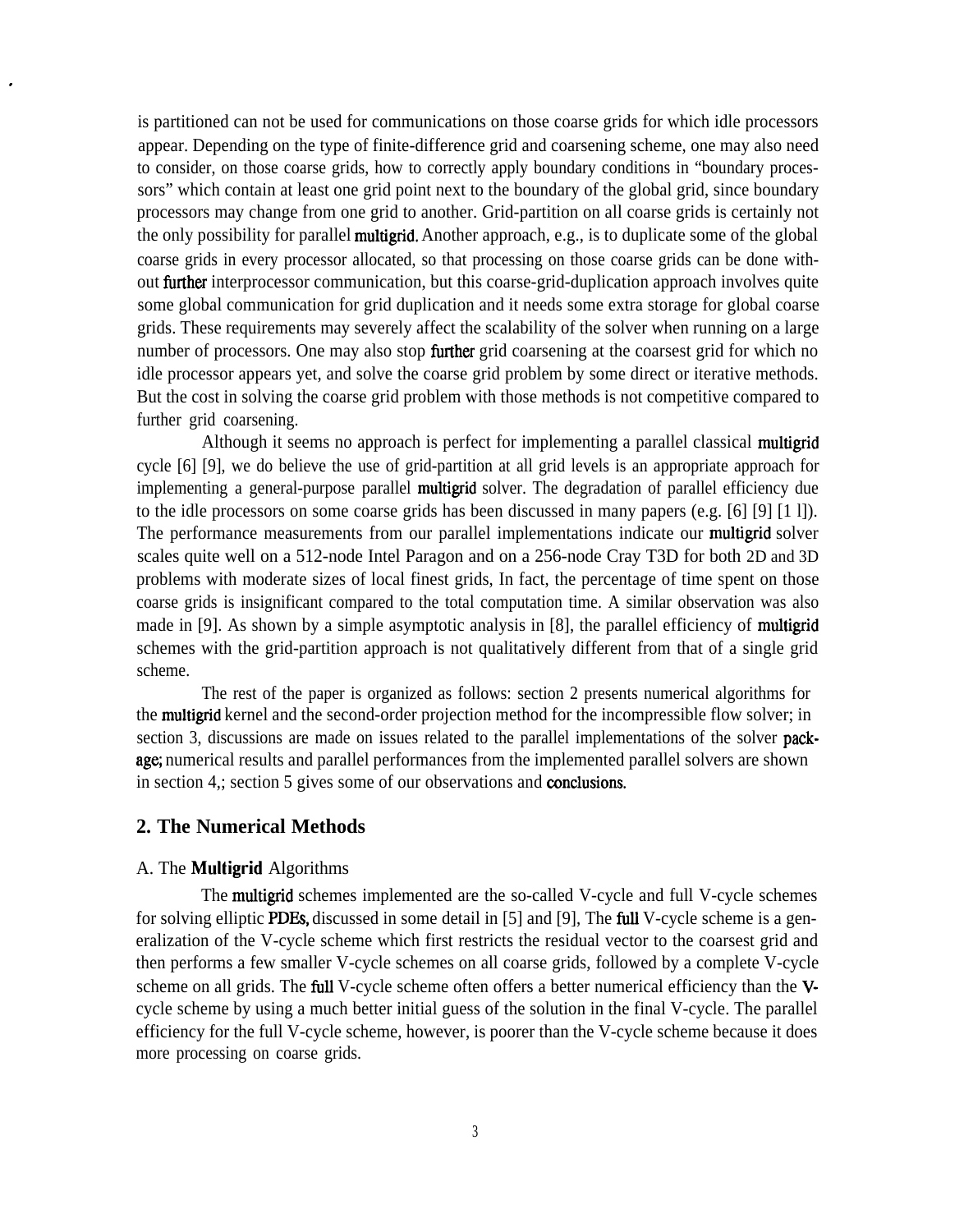is partitioned can not be used for communications on those coarse grids for which idle processors appear. Depending on the type of finite-difference grid and coarsening scheme, one may also need to consider, on those coarse grids, how to correctly apply boundary conditions in "boundary processors" which contain at least one grid point next to the boundary of the global grid, since boundary processors may change from one grid to another. Grid-partition on all coarse grids is certainly not the only possibility for parallel multigrid. Another approach, e.g., is to duplicate some of the global coarse grids in every processor allocated, so that processing on those coarse grids can be done without further interprocessor communication, but this coarse-grid-duplication approach involves quite some global communication for grid duplication and it needs some extra storage for global coarse grids. These requirements may severely affect the scalability of the solver when running on a large number of processors. One may also stop further grid coarsening at the coarsest grid for which no idle processor appears yet, and solve the coarse grid problem by some direct or iterative methods. But the cost in solving the coarse grid problem with those methods is not competitive compared to further grid coarsening.

Although it seems no approach is perfect for implementing a parallel classical multigrid cycle [6] [9], we do believe the use of grid-partition at all grid levels is an appropriate approach for implementing a general-purpose parallel multigrid solver. The degradation of parallel efficiency due to the idle processors on some coarse grids has been discussed in many papers (e.g. [6] [9] [11]). The performance measurements from our parallel implementations indicate our multigrid solver scales quite well on a 512-node Intel Paragon and on a 256-node Cray T3D for both 2D and 3D problems with moderate sizes of local finest grids, In fact, the percentage of time spent on those coarse grids is insignificant compared to the total computation time. A similar observation was also made in [9]. As shown by a simple asymptotic analysis in [8], the parallel efficiency of multigrid schemes with the grid-partition approach is not qualitatively different from that of a single grid scheme.

The rest of the paper is organized as follows: section 2 presents numerical algorithms for the multigrid kernel and the second-order projection method for the incompressible flow solver; in section 3, discussions are made on issues related to the parallel implementations of the solver package; numerical results and parallel performances from the implemented parallel solvers are shown in section 4,; section 5 gives some of our observations and conclusions.

## 2. The Numerical Methods

### A. The **Multigrid** Algorithms

The multigrid schemes implemented are the so-called V-cycle and full V-cycle schemes for solving elliptic PDEs, discussed in some detail in [5] and [9], The full V-cycle scheme is a generalization of the V-cycle scheme which first restricts the residual vector to the coarsest grid and then performs a few smaller V-cycle schemes on all coarse grids, followed by a complete V-cycle scheme on all grids. The full V-cycle scheme often offers a better numerical efficiency than the V-cycle scheme by using a much better initial guess of the solution in the final V-cycle. The parallel efficiency for the full V-cycle scheme, however, is poorer than the V-cycle scheme because it does more processing on coarse grids.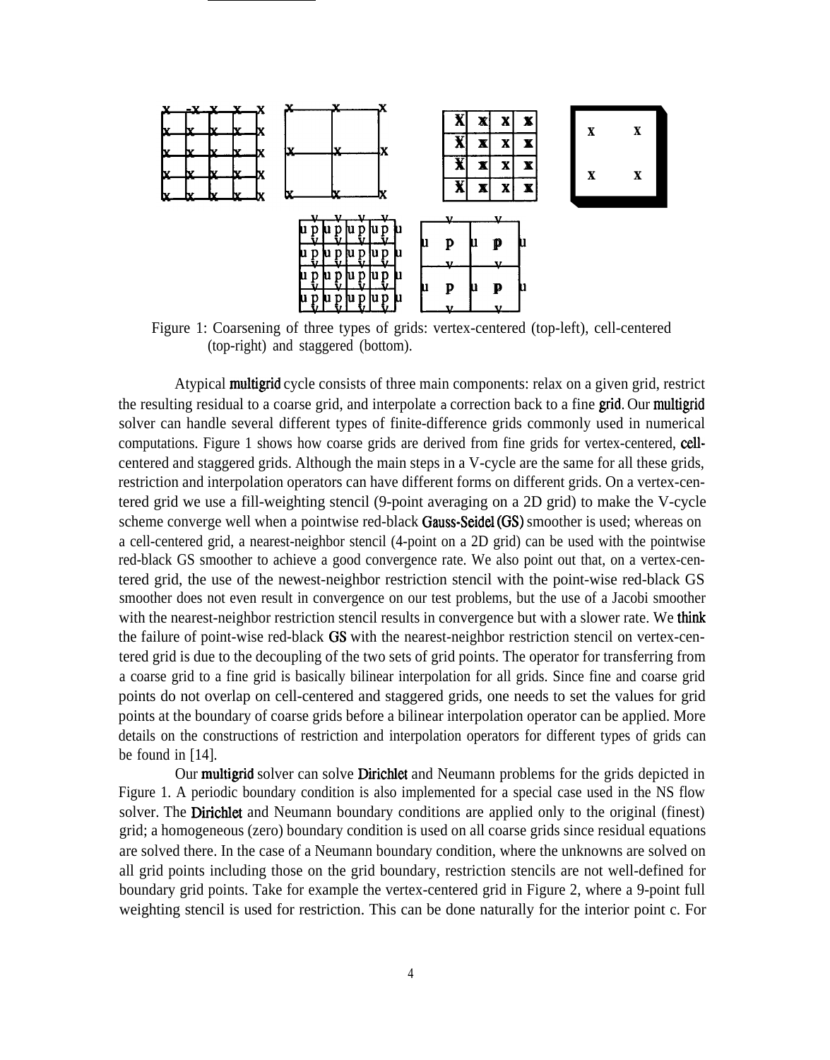Figure 1: Coarsening of three types of grids: vertex-centered (top-left), cell-centered (top-right) and staggered (bottom).

Atypical multigrid cycle consists of three main components: relax on a given grid, restrict the resulting residual to a coarse grid, and interpolate a correction back to a fine grid. Our multigrid solver can handle several different types of finite-difference grids commonly used in numerical computations. Figure 1 shows how coarse grids are derived from fine grids for vertex-centered, cell-centered and staggered grids. Although the main steps in a V-cycle are the same for all these grids, restriction and interpolation operators can have different forms on different grids. On a vertex-centered grid we use a fill-weighting stencil (9-point averaging on a 2D grid) to make the V-cycle scheme converge well when a pointwise red-black Gauss-Seidel (GS) smoother is used; whereas on a cell-centered grid, a nearest-neighbor stencil (4-point on a 2D grid) can be used with the pointwise red-black GS smoother to achieve a good convergence rate. We also point out that, on a vertex-centered grid, the use of the newest-neighbor restriction stencil with the point-wise red-black GS smoother does not even result in convergence on our test problems, but the use of a Jacobi smoother with the nearest-neighbor restriction stencil results in convergence but with a slower rate. We think the failure of point-wise red-black GS with the nearest-neighbor restriction stencil on vertex-centered grid is due to the decoupling of the two sets of grid points. The operator for transferring from a coarse grid to a fine grid is basically bilinear interpolation for all grids. Since fine and coarse grid points do not overlap on cell-centered and staggered grids, one needs to set the values for grid points at the boundary of coarse grids before a bilinear interpolation operator can be applied. More details on the constructions of restriction and interpolation operators for different types of grids can be found in [14].

Our multigrid solver can solve Dirichlet and Neumann problems for the grids depicted in Figure 1. A periodic boundary condition is also implemented for a special case used in the NS flow solver. The Dirichlet and Neumann boundary conditions are applied only to the original (finest) grid; a homogeneous (zero) boundary condition is used on all coarse grids since residual equations are solved there. In the case of a Neumann boundary condition, where the unknowns are solved on all grid points including those on the grid boundary, restriction stencils are not well-defined for boundary grid points. Take for example the vertex-centered grid in Figure 2, where a 9-point full weighting stencil is used for restriction. This can be done naturally for the interior point c. For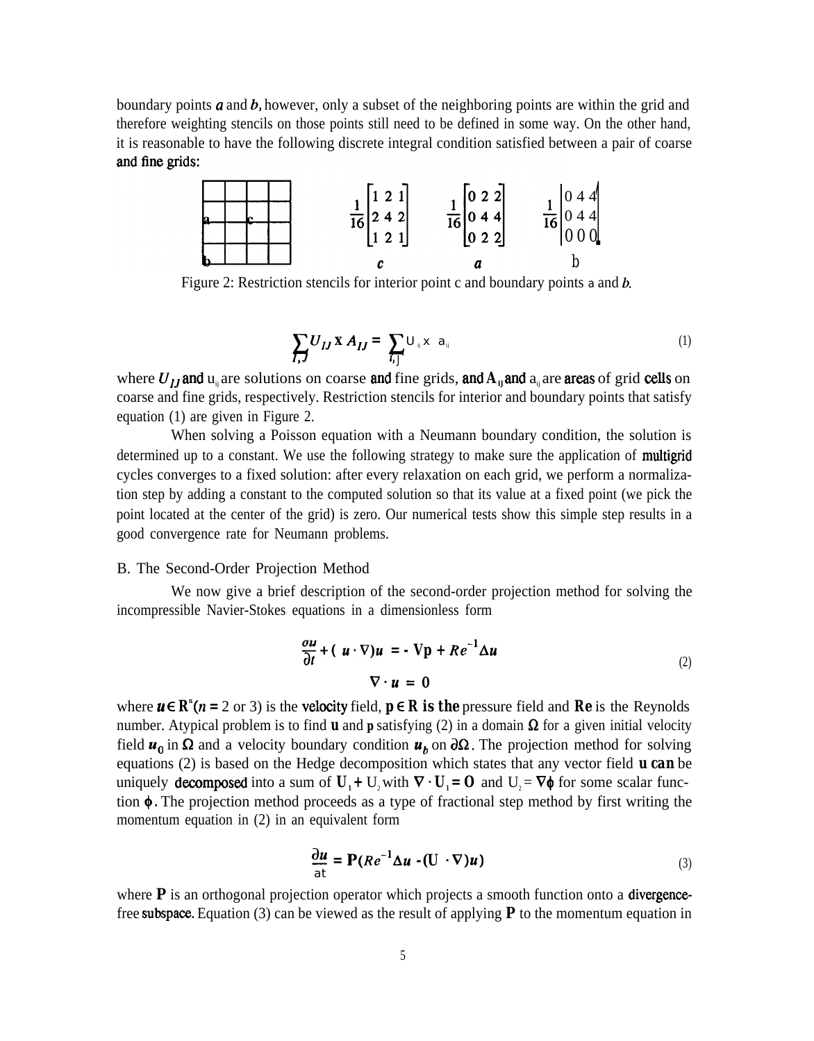boundary points $a$ and $b$, however, only a subset of the neighboring points are within the grid and therefore weighting stencils on those points still need to be defined in some way. On the other hand, it is reasonable to have the following discrete integral condition satisfied between a pair of coarse and fine grids:

$$\frac{1}{16}\begin{bmatrix}1 & 2 & 1\\ 2 & 4 & 2\\ 1 & 2 & 1\end{bmatrix} \qquad \frac{1}{16}\begin{bmatrix}0 & 2 & 2\\ 0 & 4 & 4\\ 0 & 2 & 2\end{bmatrix} \qquad \frac{1}{16}\begin{bmatrix}0 & 4 & 4\\ 0 & 4 & 4\\ 0 & 0 & 0\end{bmatrix}$$

$c \qquad a \qquad b$

Figure 2: Restriction stencils for interior point c and boundary points a and $b$.

$$\sum_{I,J} U_{IJ} \times A_{IJ} = \sum_{i,j} u_{ij} \times a_{ij} \tag{1}$$

where $U_{IJ}$ and $u_{ij}$ are solutions on coarse and fine grids, and $A_{IJ}$ and $a_{ij}$ are areas of grid cells on coarse and fine grids, respectively. Restriction stencils for interior and boundary points that satisfy equation (1) are given in Figure 2.

When solving a Poisson equation with a Neumann boundary condition, the solution is determined up to a constant. We use the following strategy to make sure the application of multigrid cycles converges to a fixed solution: after every relaxation on each grid, we perform a normalization step by adding a constant to the computed solution so that its value at a fixed point (we pick the point located at the center of the grid) is zero. Our numerical tests show this simple step results in a good convergence rate for Neumann problems.

B. The Second-Order Projection Method

We now give a brief description of the second-order projection method for solving the incompressible Navier-Stokes equations in a dimensionless form

$$\begin{aligned}\frac{\partial u}{\partial t} + (u \cdot \nabla)u &= -\nabla p + Re^{-1}\Delta u\\ \nabla \cdot u &= 0\end{aligned} \tag{2}$$

where $u \in R^n$ ($n = 2$ or 3) is the velocity field, $p \in R$ is the pressure field and $Re$ is the Reynolds number. Atypical problem is to find $u$ and $p$ satisfying (2) in a domain $\Omega$ for a given initial velocity field $u_0$ in $\Omega$ and a velocity boundary condition $u_b$ on $\partial\Omega$. The projection method for solving equations (2) is based on the Hedge decomposition which states that any vector field $u$ can be uniquely decomposed into a sum of $U_1 + U_2$ with $\nabla \cdot U_1 = 0$ and $U_2 = \nabla\phi$ for some scalar function $\phi$. The projection method proceeds as a type of fractional step method by first writing the momentum equation in (2) in an equivalent form

$$\frac{\partial u}{\partial t} = \mathbf{P}(Re^{-1}\Delta u - (U \cdot \nabla)u) \tag{3}$$

where $\mathbf{P}$ is an orthogonal projection operator which projects a smooth function onto a divergence-free subspace. Equation (3) can be viewed as the result of applying $\mathbf{P}$ to the momentum equation in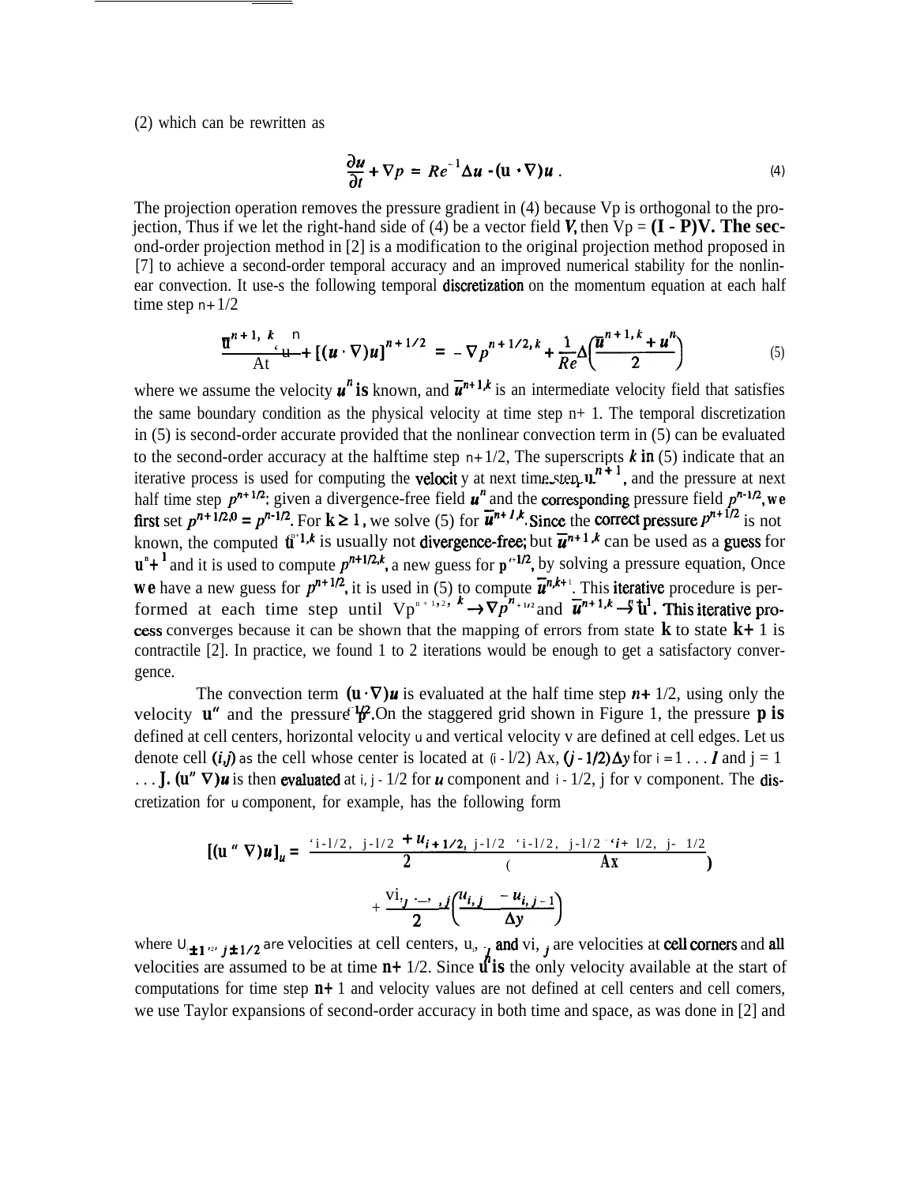(2) which can be rewritten as

$$\frac{\partial u}{\partial t} + \nabla p = Re^{-1}\Delta u - (u \cdot \nabla)u . \tag{4}$$

The projection operation removes the pressure gradient in (4) because $\nabla p$ is orthogonal to the projection, Thus if we let the right-hand side of (4) be a vector field $V$, then $\nabla p = (I - P)V$. The second-order projection method in [2] is a modification to the original projection method proposed in [7] to achieve a second-order temporal accuracy and an improved numerical stability for the nonlinear convection. It uses the following temporal discretization on the momentum equation at each half time step $n+1/2$

$$\frac{\bar{u}^{n+1,k} - u^n}{\Delta t} + [(u \cdot \nabla)u]^{n+1/2} = -\nabla p^{n+1/2,k} + \frac{1}{Re}\Delta\left(\frac{\bar{u}^{n+1,k} + u^n}{2}\right) \tag{5}$$

where we assume the velocity $u^n$ is known, and $\bar{u}^{n+1,k}$ is an intermediate velocity field that satisfies the same boundary condition as the physical velocity at time step $n+1$. The temporal discretization in (5) is second-order accurate provided that the nonlinear convection term in (5) can be evaluated to the second-order accuracy at the halftime step $n+1/2$, The superscripts $k$ in (5) indicate that an iterative process is used for computing the velocity at next time step $u^{n+1}$, and the pressure at next half time step $p^{n+1/2}$: given a divergence-free field $u^n$ and the corresponding pressure field $p^{n-1/2}$, we first set $p^{n+1/2,0} = p^{n-1/2}$. For $k \geq 1$, we solve (5) for $\bar{u}^{n+1,k}$. Since the correct pressure $p^{n+1/2}$ is not known, the computed $\bar{u}^{n+1,k}$ is usually not divergence-free; but $\bar{u}^{n+1,k}$ can be used as a guess for $u^{n+1}$ and it is used to compute $p^{n+1/2,k}$, a new guess for $p^{n+1/2}$, by solving a pressure equation, Once we have a new guess for $p^{n+1/2}$, it is used in (5) to compute $\bar{u}^{n,k+1}$. This iterative procedure is performed at each time step until $\nabla p^{n+1/2,k} \to \nabla p^{n+1/2}$ and $\bar{u}^{n+1,k} \to u^{n+1}$. This iterative process converges because it can be shown that the mapping of errors from state $k$ to state $k+1$ is contractile [2]. In practice, we found 1 to 2 iterations would be enough to get a satisfactory convergence.

The convection term $(u \cdot \nabla)u$ is evaluated at the half time step $n+1/2$, using only the velocity $u^n$ and the pressure $p^{n-1/2}$. On the staggered grid shown in Figure 1, the pressure $p$ is defined at cell centers, horizontal velocity $u$ and vertical velocity $v$ are defined at cell edges. Let us denote cell $(i,j)$ as the cell whose center is located at $(i - 1/2)\Delta x$, $(j - 1/2)\Delta y$ for $i = 1 \ldots I$ and $j = 1 \ldots J$. $(u^n \cdot \nabla)u$ is then evaluated at $i, j - 1/2$ for $u$ component and $i - 1/2, j$ for $v$ component. The discretization for $u$ component, for example, has the following form

$$[(u^n \cdot \nabla)u]_u = \frac{u_{i-1/2,\,j-1/2} + u_{i+1/2,\,j-1/2}}{2}\left(\frac{u_{i+1/2,\,j-1/2} - u_{i-1/2,\,j-1/2}}{\Delta x}\right)$$
$$+ \frac{v_{i,j} + v_{i,j-1}}{2}\left(\frac{u_{i,j} - u_{i,j-1}}{\Delta y}\right)$$

where $u_{i\pm 1/2,\,j\pm 1/2}$ are velocities at cell centers, $u_{i,j}$ and $v_{i,j}$ are velocities at cell corners and all velocities are assumed to be at time $n+1/2$. Since $u^n$ is the only velocity available at the start of computations for time step $n+1$ and velocity values are not defined at cell centers and cell comers, we use Taylor expansions of second-order accuracy in both time and space, as was done in [2] and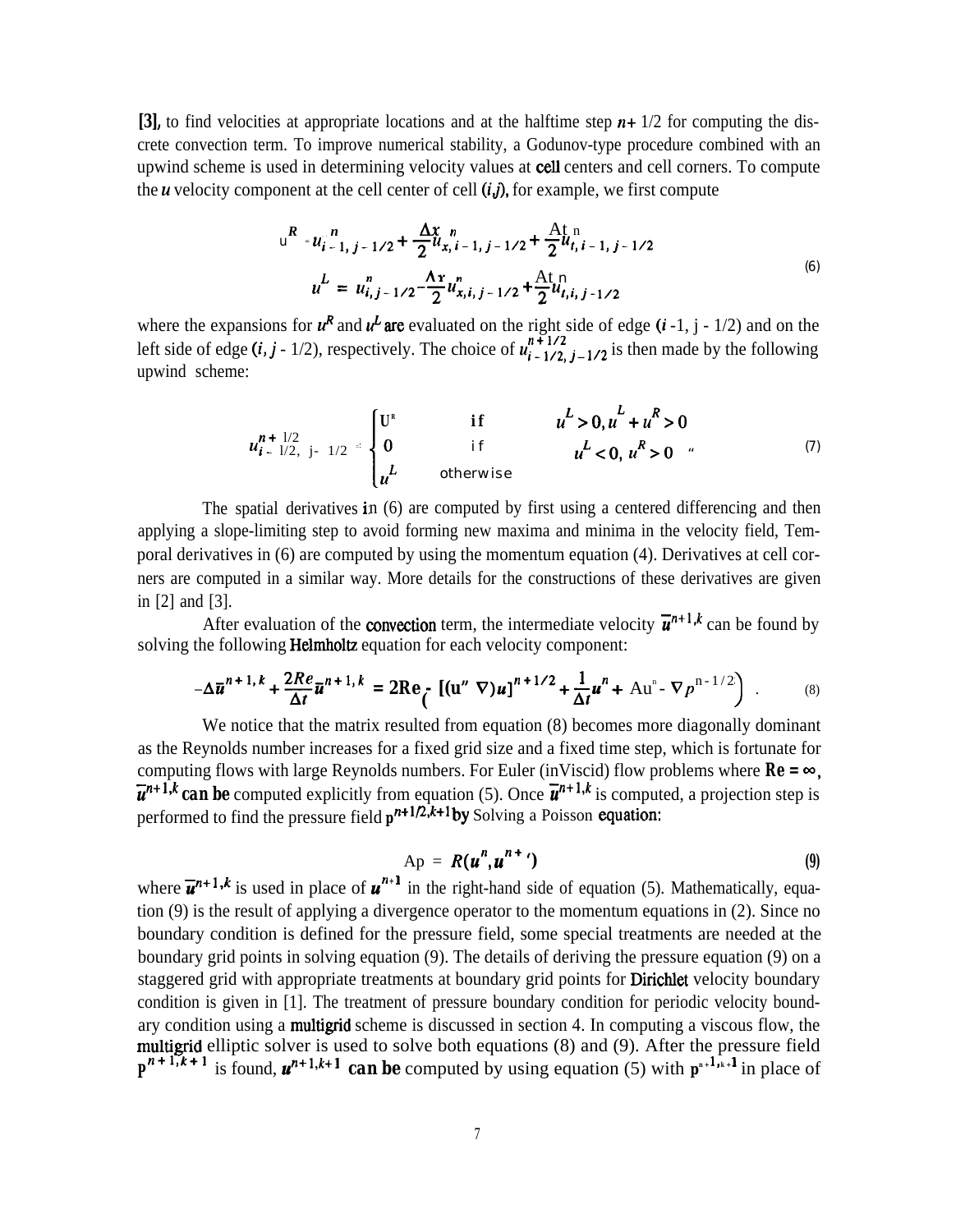[3], to find velocities at appropriate locations and at the halftime step $n+1/2$ for computing the discrete convection term. To improve numerical stability, a Godunov-type procedure combined with an upwind scheme is used in determining velocity values at cell centers and cell corners. To compute the $u$ velocity component at the cell center of cell $(i,j)$, for example, we first compute

$$
\begin{aligned}
u^R &= u^n_{i-1,\,j-1/2} + \frac{\Delta x}{2} u^n_{x,\,i-1,\,j-1/2} + \frac{\Delta t}{2} u^n_{t,\,i-1,\,j-1/2} \\
u^L &= u^n_{i,\,j-1/2} - \frac{\Delta x}{2} u^n_{x,\,i,\,j-1/2} + \frac{\Delta t}{2} u^n_{t,\,i,\,j-1/2}
\end{aligned}
\tag{6}
$$

where the expansions for $u^R$ and $u^L$ are evaluated on the right side of edge $(i-1, j-1/2)$ and on the left side of edge $(i, j-1/2)$, respectively. The choice of $u^{n+1/2}_{i-1/2,\,j-1/2}$ is then made by the following upwind scheme:

$$
u^{n+1/2}_{i-1/2,\,j-1/2} = \begin{cases} u^R & \text{if} \quad u^L > 0,\ u^L + u^R > 0 \\ 0 & \text{if} \quad u^L < 0,\ u^R > 0 \\ u^L & \text{otherwise} \end{cases}
\tag{7}
$$

The spatial derivatives in (6) are computed by first using a centered differencing and then applying a slope-limiting step to avoid forming new maxima and minima in the velocity field, Temporal derivatives in (6) are computed by using the momentum equation (4). Derivatives at cell corners are computed in a similar way. More details for the constructions of these derivatives are given in [2] and [3].

After evaluation of the convection term, the intermediate velocity $\bar{u}^{n+1,k}$ can be found by solving the following Helmholtz equation for each velocity component:

$$
-\Delta \bar{u}^{n+1,k} + \frac{2Re}{\Delta t}\bar{u}^{n+1,k} = 2Re\left(-[(u \cdot \nabla)u]^{n+1/2} + \frac{1}{\Delta t}u^n + \Delta u^n - \nabla p^{n-1/2}\right) .
\tag{8}
$$

We notice that the matrix resulted from equation (8) becomes more diagonally dominant as the Reynolds number increases for a fixed grid size and a fixed time step, which is fortunate for computing flows with large Reynolds numbers. For Euler (inViscid) flow problems where $Re = \infty$, $\bar{u}^{n+1,k}$ can be computed explicitly from equation (5). Once $\bar{u}^{n+1,k}$ is computed, a projection step is performed to find the pressure field $p^{n+1/2,k+1}$ by Solving a Poisson equation:

$$
\Delta p = R(u^n, u^{n+1})
\tag{9}
$$

where $\bar{u}^{n+1,k}$ is used in place of $u^{n+1}$ in the right-hand side of equation (5). Mathematically, equation (9) is the result of applying a divergence operator to the momentum equations in (2). Since no boundary condition is defined for the pressure field, some special treatments are needed at the boundary grid points in solving equation (9). The details of deriving the pressure equation (9) on a staggered grid with appropriate treatments at boundary grid points for Dirichlet velocity boundary condition is given in [1]. The treatment of pressure boundary condition for periodic velocity boundary condition using a multigrid scheme is discussed in section 4. In computing a viscous flow, the multigrid elliptic solver is used to solve both equations (8) and (9). After the pressure field $p^{n+1,k+1}$ is found, $u^{n+1,k+1}$ can be computed by using equation (5) with $p^{n+1,k+1}$ in place of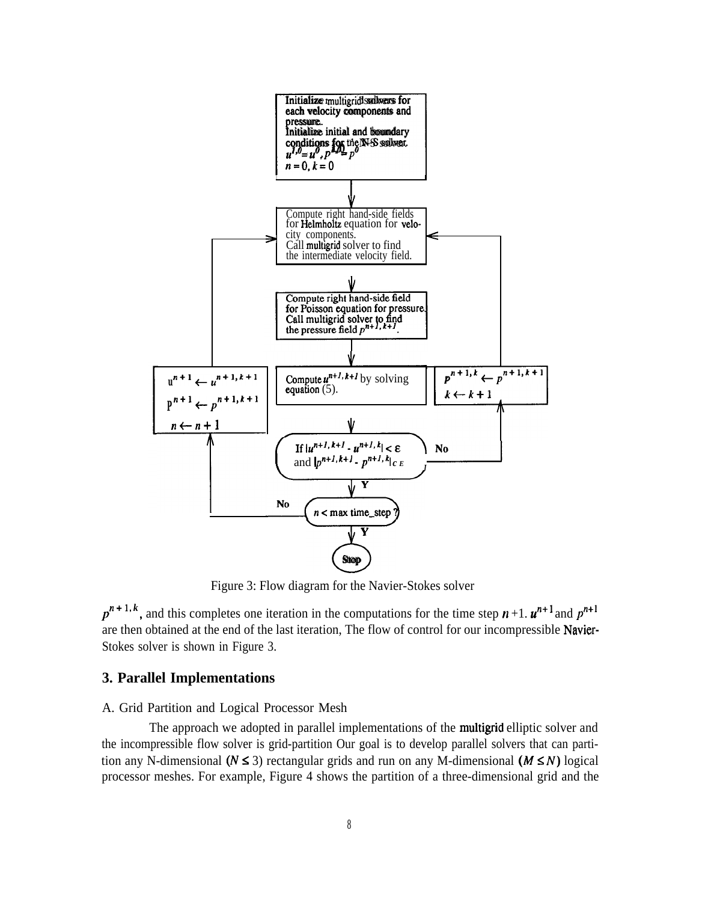Figure 3: Flow diagram for the Navier-Stokes solver

$p^{n+1,k}$, and this completes one iteration in the computations for the time step $n+1$. $u^{n+1}$ and $p^{n+1}$ are then obtained at the end of the last iteration, The flow of control for our incompressible Navier-Stokes solver is shown in Figure 3.

## 3. Parallel Implementations

A. Grid Partition and Logical Processor Mesh

The approach we adopted in parallel implementations of the multigrid elliptic solver and the incompressible flow solver is grid-partition Our goal is to develop parallel solvers that can partition any N-dimensional ($N \leq 3$) rectangular grids and run on any M-dimensional $(M \leq N)$ logical processor meshes. For example, Figure 4 shows the partition of a three-dimensional grid and the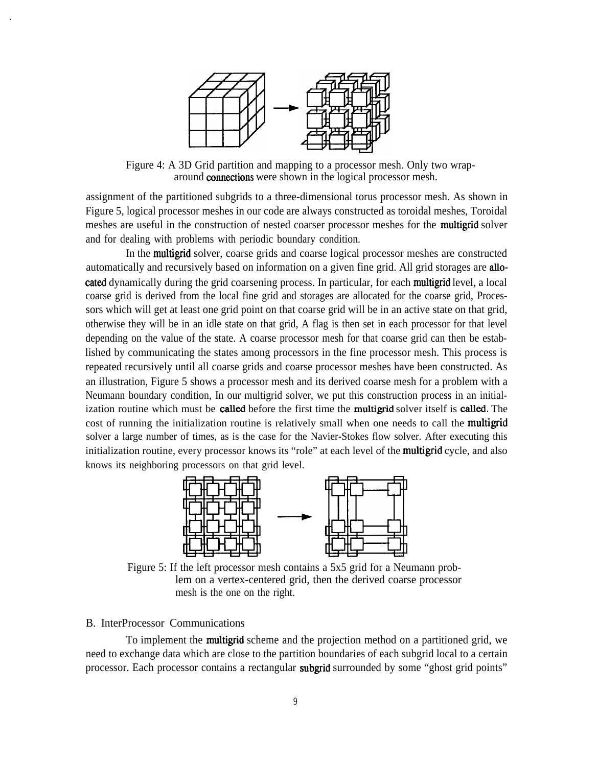Figure 4: A 3D Grid partition and mapping to a processor mesh. Only two wrap-around connections were shown in the logical processor mesh.

assignment of the partitioned subgrids to a three-dimensional torus processor mesh. As shown in Figure 5, logical processor meshes in our code are always constructed as toroidal meshes, Toroidal meshes are useful in the construction of nested coarser processor meshes for the multigrid solver and for dealing with problems with periodic boundary condition.

In the multigrid solver, coarse grids and coarse logical processor meshes are constructed automatically and recursively based on information on a given fine grid. All grid storages are allocated dynamically during the grid coarsening process. In particular, for each multigrid level, a local coarse grid is derived from the local fine grid and storages are allocated for the coarse grid, Processors which will get at least one grid point on that coarse grid will be in an active state on that grid, otherwise they will be in an idle state on that grid, A flag is then set in each processor for that level depending on the value of the state. A coarse processor mesh for that coarse grid can then be established by communicating the states among processors in the fine processor mesh. This process is repeated recursively until all coarse grids and coarse processor meshes have been constructed. As an illustration, Figure 5 shows a processor mesh and its derived coarse mesh for a problem with a Neumann boundary condition, In our multigrid solver, we put this construction process in an initialization routine which must be called before the first time the multigrid solver itself is called. The cost of running the initialization routine is relatively small when one needs to call the multigrid solver a large number of times, as is the case for the Navier-Stokes flow solver. After executing this initialization routine, every processor knows its "role" at each level of the multigrid cycle, and also knows its neighboring processors on that grid level.

Figure 5: If the left processor mesh contains a 5x5 grid for a Neumann problem on a vertex-centered grid, then the derived coarse processor mesh is the one on the right.

B. InterProcessor Communications

To implement the multigrid scheme and the projection method on a partitioned grid, we need to exchange data which are close to the partition boundaries of each subgrid local to a certain processor. Each processor contains a rectangular subgrid surrounded by some "ghost grid points"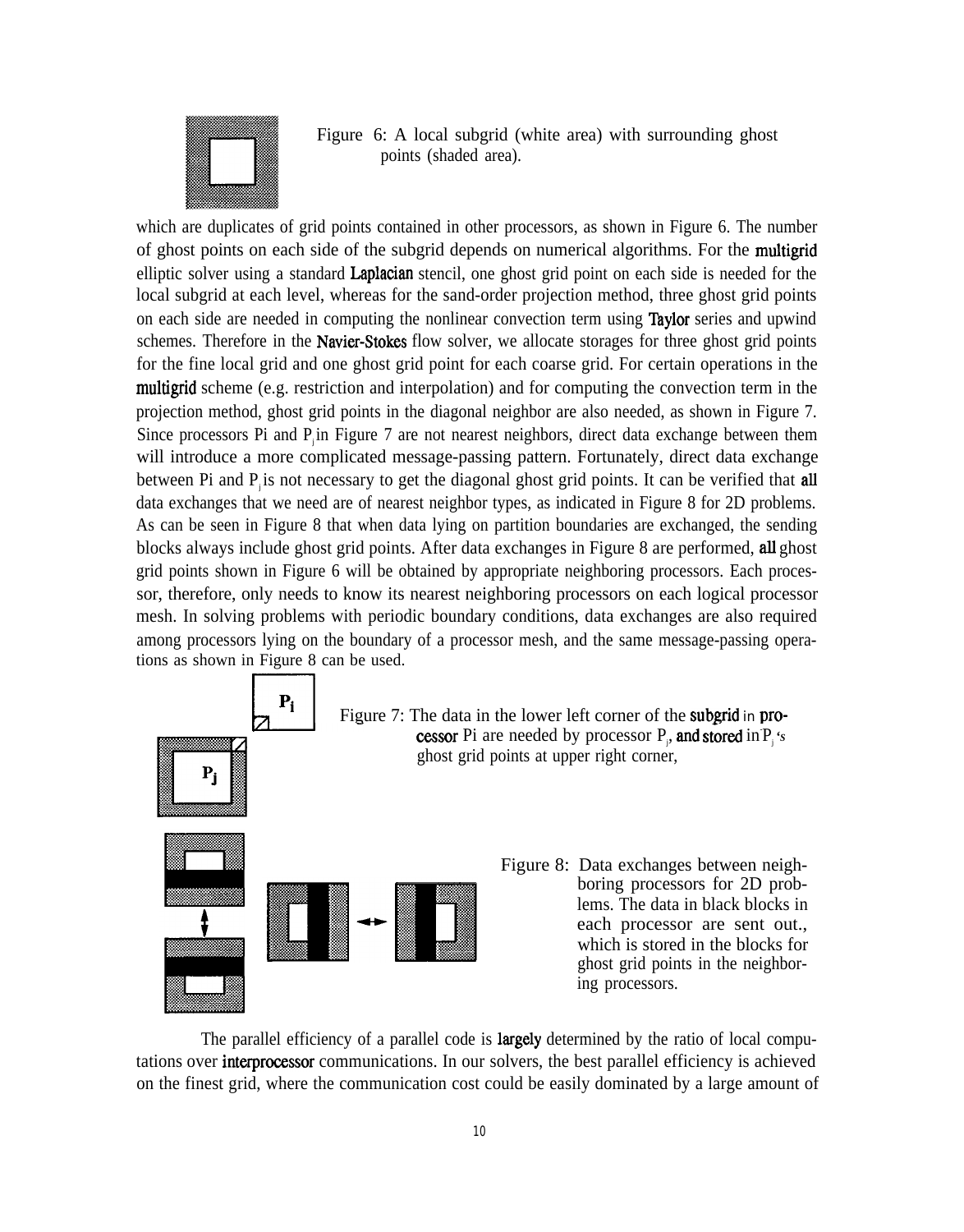Figure 6: A local subgrid (white area) with surrounding ghost points (shaded area).

which are duplicates of grid points contained in other processors, as shown in Figure 6. The number of ghost points on each side of the subgrid depends on numerical algorithms. For the multigrid elliptic solver using a standard Laplacian stencil, one ghost grid point on each side is needed for the local subgrid at each level, whereas for the sand-order projection method, three ghost grid points on each side are needed in computing the nonlinear convection term using Taylor series and upwind schemes. Therefore in the Navier-Stokes flow solver, we allocate storages for three ghost grid points for the fine local grid and one ghost grid point for each coarse grid. For certain operations in the multigrid scheme (e.g. restriction and interpolation) and for computing the convection term in the projection method, ghost grid points in the diagonal neighbor are also needed, as shown in Figure 7. Since processors Pi and $P_j$ in Figure 7 are not nearest neighbors, direct data exchange between them will introduce a more complicated message-passing pattern. Fortunately, direct data exchange between Pi and $P_j$ is not necessary to get the diagonal ghost grid points. It can be verified that all data exchanges that we need are of nearest neighbor types, as indicated in Figure 8 for 2D problems. As can be seen in Figure 8 that when data lying on partition boundaries are exchanged, the sending blocks always include ghost grid points. After data exchanges in Figure 8 are performed, all ghost grid points shown in Figure 6 will be obtained by appropriate neighboring processors. Each processor, therefore, only needs to know its nearest neighboring processors on each logical processor mesh. In solving problems with periodic boundary conditions, data exchanges are also required among processors lying on the boundary of a processor mesh, and the same message-passing operations as shown in Figure 8 can be used.

Figure 7: The data in the lower left corner of the subgrid in processor Pi are needed by processor $P_j$, and stored in $P_j$'s ghost grid points at upper right corner,

Figure 8: Data exchanges between neighboring processors for 2D problems. The data in black blocks in each processor are sent out., which is stored in the blocks for ghost grid points in the neighboring processors.

The parallel efficiency of a parallel code is largely determined by the ratio of local computations over interprocessor communications. In our solvers, the best parallel efficiency is achieved on the finest grid, where the communication cost could be easily dominated by a large amount of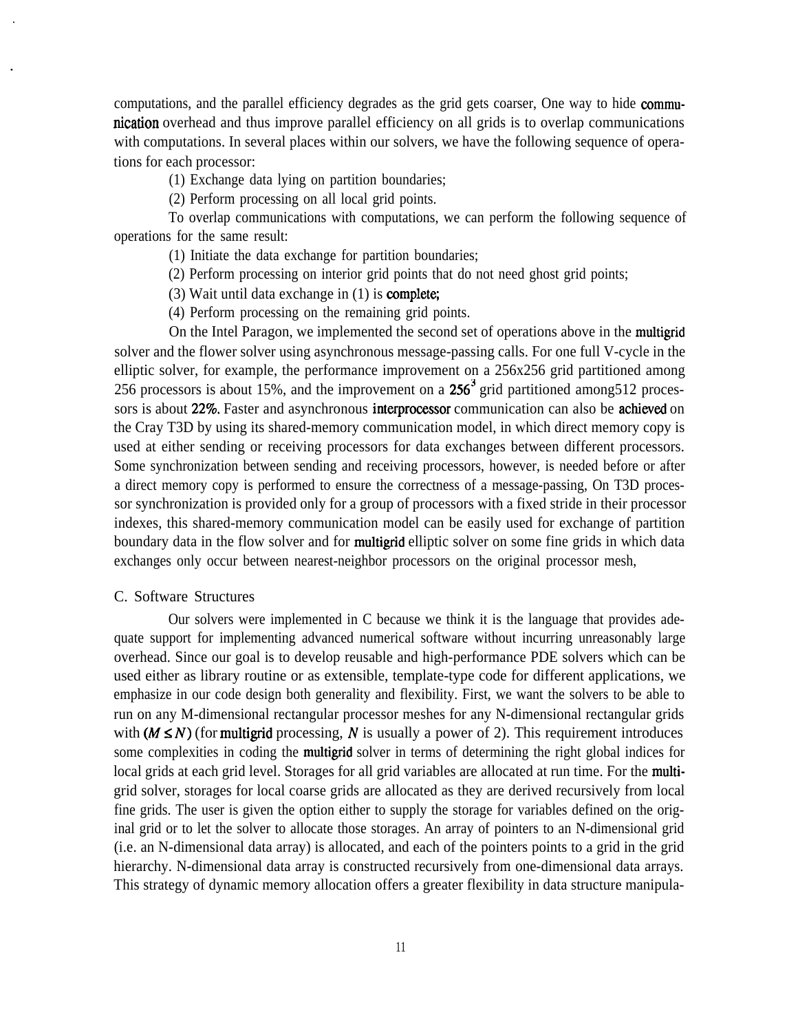computations, and the parallel efficiency degrades as the grid gets coarser, One way to hide communication overhead and thus improve parallel efficiency on all grids is to overlap communications with computations. In several places within our solvers, we have the following sequence of operations for each processor:

(1) Exchange data lying on partition boundaries;

(2) Perform processing on all local grid points.

To overlap communications with computations, we can perform the following sequence of operations for the same result:

(1) Initiate the data exchange for partition boundaries;

(2) Perform processing on interior grid points that do not need ghost grid points;

(3) Wait until data exchange in (1) is complete;

(4) Perform processing on the remaining grid points.

On the Intel Paragon, we implemented the second set of operations above in the multigrid solver and the flower solver using asynchronous message-passing calls. For one full V-cycle in the elliptic solver, for example, the performance improvement on a 256x256 grid partitioned among 256 processors is about 15%, and the improvement on a $256^3$ grid partitioned among512 processors is about 22%. Faster and asynchronous interprocessor communication can also be achieved on the Cray T3D by using its shared-memory communication model, in which direct memory copy is used at either sending or receiving processors for data exchanges between different processors. Some synchronization between sending and receiving processors, however, is needed before or after a direct memory copy is performed to ensure the correctness of a message-passing, On T3D processor synchronization is provided only for a group of processors with a fixed stride in their processor indexes, this shared-memory communication model can be easily used for exchange of partition boundary data in the flow solver and for multigrid elliptic solver on some fine grids in which data exchanges only occur between nearest-neighbor processors on the original processor mesh,

## C. Software Structures

Our solvers were implemented in C because we think it is the language that provides adequate support for implementing advanced numerical software without incurring unreasonably large overhead. Since our goal is to develop reusable and high-performance PDE solvers which can be used either as library routine or as extensible, template-type code for different applications, we emphasize in our code design both generality and flexibility. First, we want the solvers to be able to run on any M-dimensional rectangular processor meshes for any N-dimensional rectangular grids with $(M \leq N)$ (for multigrid processing, $N$ is usually a power of 2). This requirement introduces some complexities in coding the multigrid solver in terms of determining the right global indices for local grids at each grid level. Storages for all grid variables are allocated at run time. For the multigrid solver, storages for local coarse grids are allocated as they are derived recursively from local fine grids. The user is given the option either to supply the storage for variables defined on the original grid or to let the solver to allocate those storages. An array of pointers to an N-dimensional grid (i.e. an N-dimensional data array) is allocated, and each of the pointers points to a grid in the grid hierarchy. N-dimensional data array is constructed recursively from one-dimensional data arrays. This strategy of dynamic memory allocation offers a greater flexibility in data structure manipula-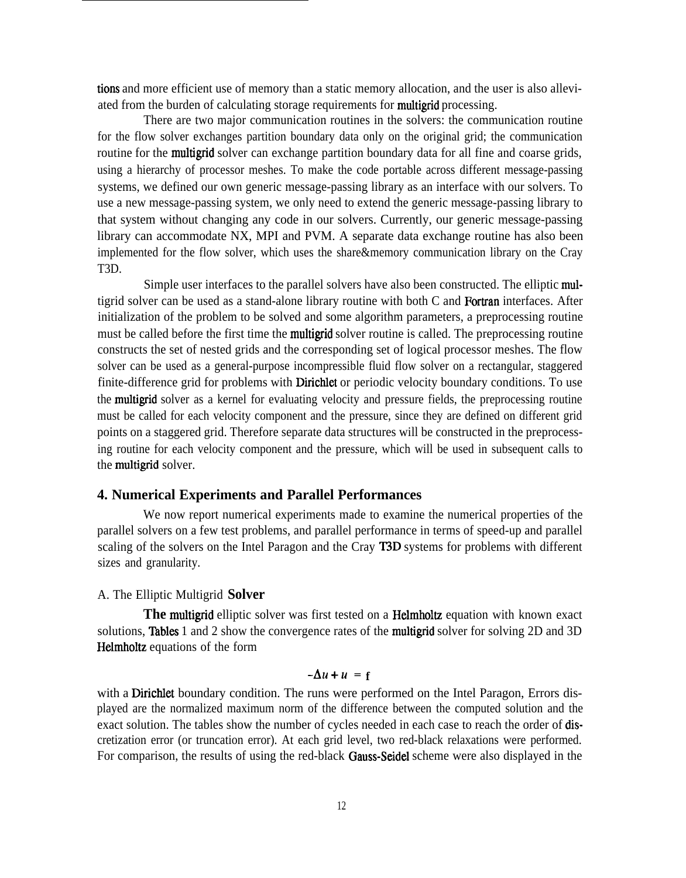tions and more efficient use of memory than a static memory allocation, and the user is also alleviated from the burden of calculating storage requirements for multigrid processing.

There are two major communication routines in the solvers: the communication routine for the flow solver exchanges partition boundary data only on the original grid; the communication routine for the multigrid solver can exchange partition boundary data for all fine and coarse grids, using a hierarchy of processor meshes. To make the code portable across different message-passing systems, we defined our own generic message-passing library as an interface with our solvers. To use a new message-passing system, we only need to extend the generic message-passing library to that system without changing any code in our solvers. Currently, our generic message-passing library can accommodate NX, MPI and PVM. A separate data exchange routine has also been implemented for the flow solver, which uses the share&memory communication library on the Cray T3D.

Simple user interfaces to the parallel solvers have also been constructed. The elliptic multigrid solver can be used as a stand-alone library routine with both C and Fortran interfaces. After initialization of the problem to be solved and some algorithm parameters, a preprocessing routine must be called before the first time the multigrid solver routine is called. The preprocessing routine constructs the set of nested grids and the corresponding set of logical processor meshes. The flow solver can be used as a general-purpose incompressible fluid flow solver on a rectangular, staggered finite-difference grid for problems with Dirichlet or periodic velocity boundary conditions. To use the multigrid solver as a kernel for evaluating velocity and pressure fields, the preprocessing routine must be called for each velocity component and the pressure, since they are defined on different grid points on a staggered grid. Therefore separate data structures will be constructed in the preprocessing routine for each velocity component and the pressure, which will be used in subsequent calls to the multigrid solver.

## 4. Numerical Experiments and Parallel Performances

We now report numerical experiments made to examine the numerical properties of the parallel solvers on a few test problems, and parallel performance in terms of speed-up and parallel scaling of the solvers on the Intel Paragon and the Cray T3D systems for problems with different sizes and granularity.

### A. The Elliptic Multigrid Solver

The multigrid elliptic solver was first tested on a Helmholtz equation with known exact solutions, Tables 1 and 2 show the convergence rates of the multigrid solver for solving 2D and 3D Helmholtz equations of the form

$$-\Delta u + u = f$$

with a Dirichlet boundary condition. The runs were performed on the Intel Paragon, Errors displayed are the normalized maximum norm of the difference between the computed solution and the exact solution. The tables show the number of cycles needed in each case to reach the order of discretization error (or truncation error). At each grid level, two red-black relaxations were performed. For comparison, the results of using the red-black Gauss-Seidel scheme were also displayed in the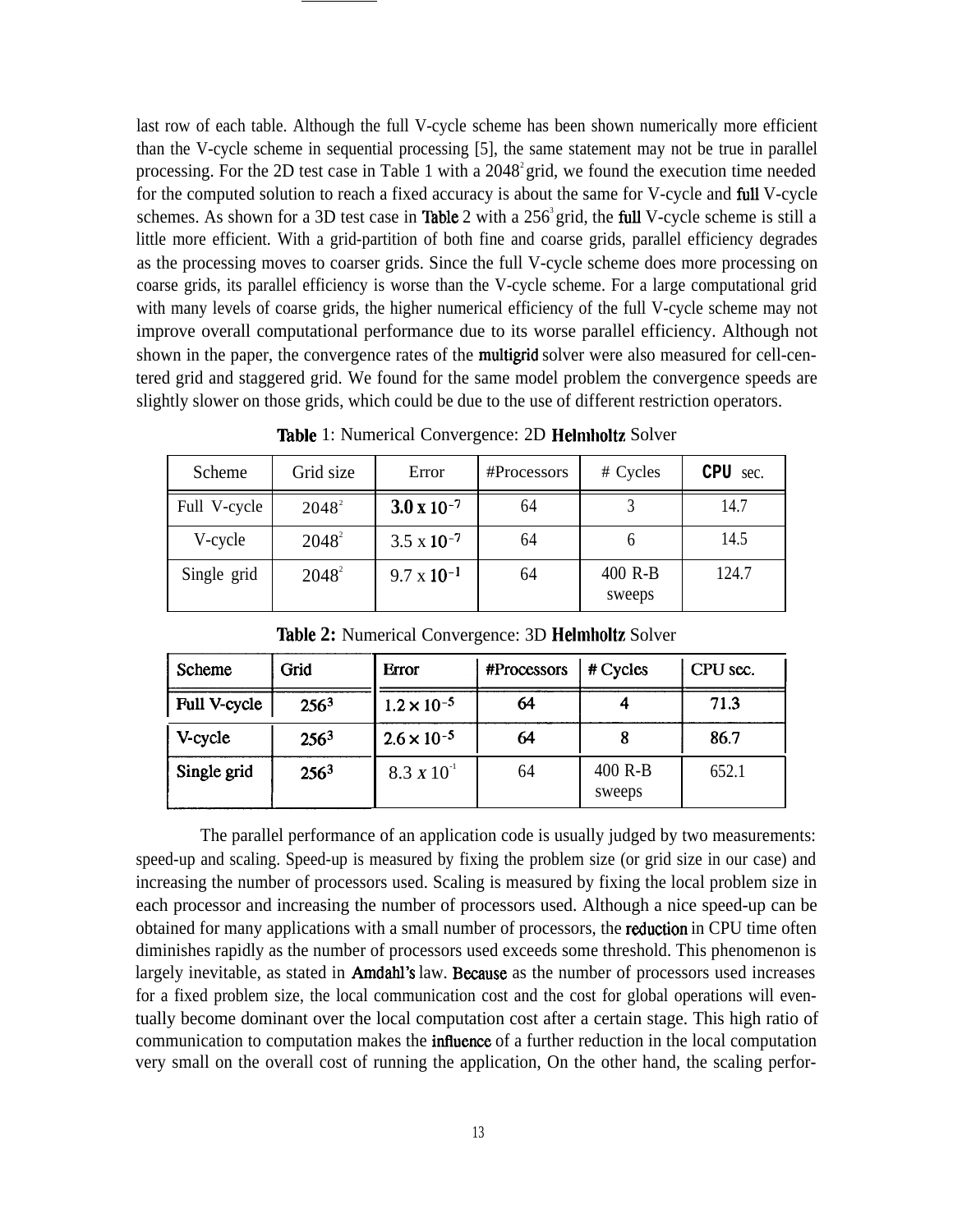last row of each table. Although the full V-cycle scheme has been shown numerically more efficient than the V-cycle scheme in sequential processing [5], the same statement may not be true in parallel processing. For the 2D test case in Table 1 with a $2048^2$ grid, we found the execution time needed for the computed solution to reach a fixed accuracy is about the same for V-cycle and full V-cycle schemes. As shown for a 3D test case in Table 2 with a $256^3$ grid, the full V-cycle scheme is still a little more efficient. With a grid-partition of both fine and coarse grids, parallel efficiency degrades as the processing moves to coarser grids. Since the full V-cycle scheme does more processing on coarse grids, its parallel efficiency is worse than the V-cycle scheme. For a large computational grid with many levels of coarse grids, the higher numerical efficiency of the full V-cycle scheme may not improve overall computational performance due to its worse parallel efficiency. Although not shown in the paper, the convergence rates of the multigrid solver were also measured for cell-centered grid and staggered grid. We found for the same model problem the convergence speeds are slightly slower on those grids, which could be due to the use of different restriction operators.

**Table 1**: Numerical Convergence: 2D Helmholtz Solver

| Scheme | Grid size | Error | #Processors | # Cycles | CPU sec. |
|---|---|---|---|---|---|
| Full V-cycle | $2048^2$ | $3.0 \times 10^{-7}$ | 64 | 3 | 14.7 |
| V-cycle | $2048^2$ | $3.5 \times 10^{-7}$ | 64 | 6 | 14.5 |
| Single grid | $2048^2$ | $9.7 \times 10^{-1}$ | 64 | 400 R-B sweeps | 124.7 |

**Table 2:** Numerical Convergence: 3D Helmholtz Solver

| Scheme | Grid | Error | #Processors | # Cycles | CPU sec. |
|---|---|---|---|---|---|
| Full V-cycle | $256^3$ | $1.2 \times 10^{-5}$ | 64 | 4 | 71.3 |
| V-cycle | $256^3$ | $2.6 \times 10^{-5}$ | 64 | 8 | 86.7 |
| Single grid | $256^3$ | $8.3 \times 10^{-1}$ | 64 | 400 R-B sweeps | 652.1 |

The parallel performance of an application code is usually judged by two measurements: speed-up and scaling. Speed-up is measured by fixing the problem size (or grid size in our case) and increasing the number of processors used. Scaling is measured by fixing the local problem size in each processor and increasing the number of processors used. Although a nice speed-up can be obtained for many applications with a small number of processors, the reduction in CPU time often diminishes rapidly as the number of processors used exceeds some threshold. This phenomenon is largely inevitable, as stated in Amdahl's law. Because as the number of processors used increases for a fixed problem size, the local communication cost and the cost for global operations will eventually become dominant over the local computation cost after a certain stage. This high ratio of communication to computation makes the influence of a further reduction in the local computation very small on the overall cost of running the application, On the other hand, the scaling perfor-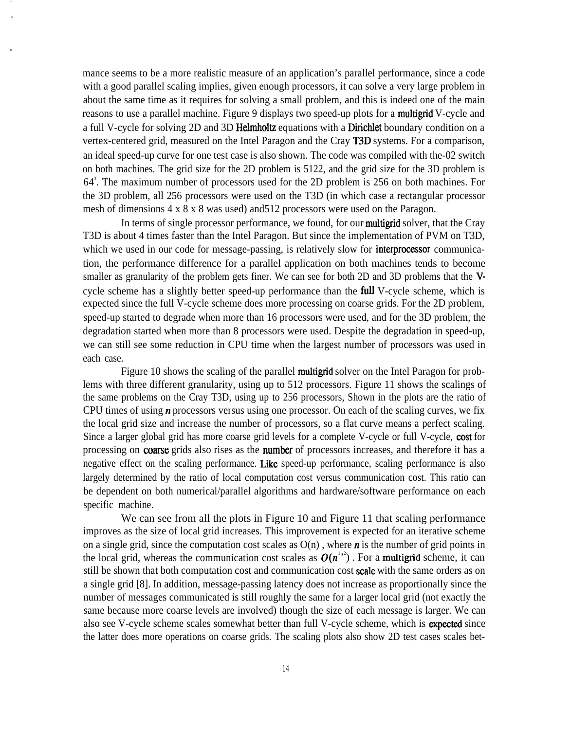mance seems to be a more realistic measure of an application's parallel performance, since a code with a good parallel scaling implies, given enough processors, it can solve a very large problem in about the same time as it requires for solving a small problem, and this is indeed one of the main reasons to use a parallel machine. Figure 9 displays two speed-up plots for a multigrid V-cycle and a full V-cycle for solving 2D and 3D Helmholtz equations with a Dirichlet boundary condition on a vertex-centered grid, measured on the Intel Paragon and the Cray T3D systems. For a comparison, an ideal speed-up curve for one test case is also shown. The code was compiled with the-02 switch on both machines. The grid size for the 2D problem is 5122, and the grid size for the 3D problem is $64^3$. The maximum number of processors used for the 2D problem is 256 on both machines. For the 3D problem, all 256 processors were used on the T3D (in which case a rectangular processor mesh of dimensions 4 x 8 x 8 was used) and512 processors were used on the Paragon.

In terms of single processor performance, we found, for our multigrid solver, that the Cray T3D is about 4 times faster than the Intel Paragon. But since the implementation of PVM on T3D, which we used in our code for message-passing, is relatively slow for interprocessor communication, the performance difference for a parallel application on both machines tends to become smaller as granularity of the problem gets finer. We can see for both 2D and 3D problems that the V-cycle scheme has a slightly better speed-up performance than the full V-cycle scheme, which is expected since the full V-cycle scheme does more processing on coarse grids. For the 2D problem, speed-up started to degrade when more than 16 processors were used, and for the 3D problem, the degradation started when more than 8 processors were used. Despite the degradation in speed-up, we can still see some reduction in CPU time when the largest number of processors was used in each case.

Figure 10 shows the scaling of the parallel multigrid solver on the Intel Paragon for problems with three different granularity, using up to 512 processors. Figure 11 shows the scalings of the same problems on the Cray T3D, using up to 256 processors, Shown in the plots are the ratio of CPU times of using $n$ processors versus using one processor. On each of the scaling curves, we fix the local grid size and increase the number of processors, so a flat curve means a perfect scaling. Since a larger global grid has more coarse grid levels for a complete V-cycle or full V-cycle, cost for processing on coarse grids also rises as the number of processors increases, and therefore it has a negative effect on the scaling performance. Like speed-up performance, scaling performance is also largely determined by the ratio of local computation cost versus communication cost. This ratio can be dependent on both numerical/parallel algorithms and hardware/software performance on each specific machine.

We can see from all the plots in Figure 10 and Figure 11 that scaling performance improves as the size of local grid increases. This improvement is expected for an iterative scheme on a single grid, since the computation cost scales as O(n) , where $n$ is the number of grid points in the local grid, whereas the communication cost scales as $O(n^{1/2})$ . For a multigrid scheme, it can still be shown that both computation cost and communication cost scale with the same orders as on a single grid [8]. In addition, message-passing latency does not increase as proportionally since the number of messages communicated is still roughly the same for a larger local grid (not exactly the same because more coarse levels are involved) though the size of each message is larger. We can also see V-cycle scheme scales somewhat better than full V-cycle scheme, which is expected since the latter does more operations on coarse grids. The scaling plots also show 2D test cases scales bet-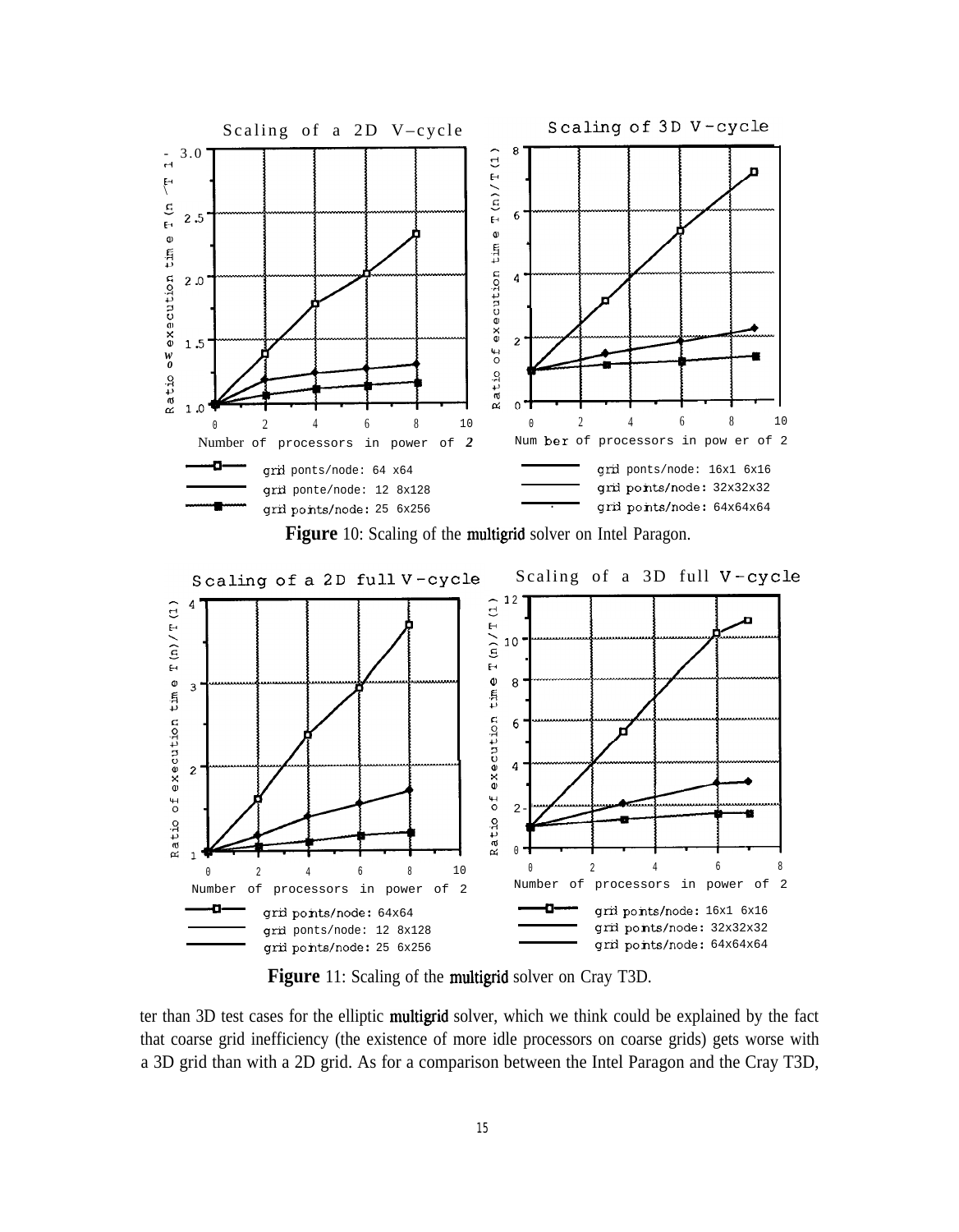**Figure** 10: Scaling of the multigrid solver on Intel Paragon.

**Figure** 11: Scaling of the multigrid solver on Cray T3D.

ter than 3D test cases for the elliptic multigrid solver, which we think could be explained by the fact that coarse grid inefficiency (the existence of more idle processors on coarse grids) gets worse with a 3D grid than with a 2D grid. As for a comparison between the Intel Paragon and the Cray T3D,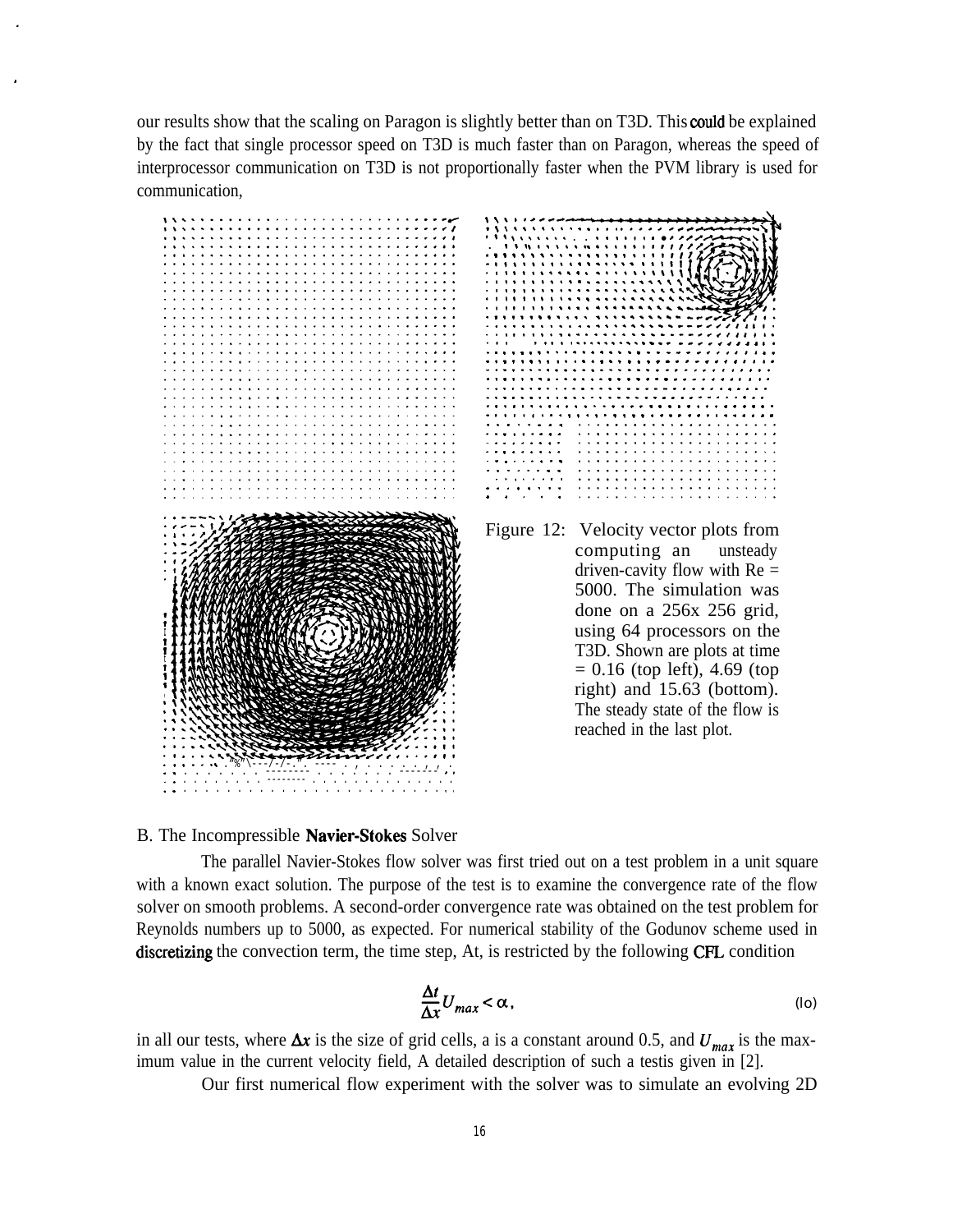our results show that the scaling on Paragon is slightly better than on T3D. This could be explained by the fact that single processor speed on T3D is much faster than on Paragon, whereas the speed of interprocessor communication on T3D is not proportionally faster when the PVM library is used for communication,

Figure 12: Velocity vector plots from computing an unsteady driven-cavity flow with Re = 5000. The simulation was done on a 256x 256 grid, using 64 processors on the T3D. Shown are plots at time = 0.16 (top left), 4.69 (top right) and 15.63 (bottom). The steady state of the flow is reached in the last plot.

B. The Incompressible **Navier-Stokes** Solver

The parallel Navier-Stokes flow solver was first tried out on a test problem in a unit square with a known exact solution. The purpose of the test is to examine the convergence rate of the flow solver on smooth problems. A second-order convergence rate was obtained on the test problem for Reynolds numbers up to 5000, as expected. For numerical stability of the Godunov scheme used in **discretizing** the convection term, the time step, At, is restricted by the following **CFL** condition

$$\frac{\Delta t}{\Delta x} U_{max} < \alpha, \tag{lo}$$

in all our tests, where $\Delta x$ is the size of grid cells, a is a constant around 0.5, and $U_{max}$ is the maximum value in the current velocity field, A detailed description of such a testis given in [2].

Our first numerical flow experiment with the solver was to simulate an evolving 2D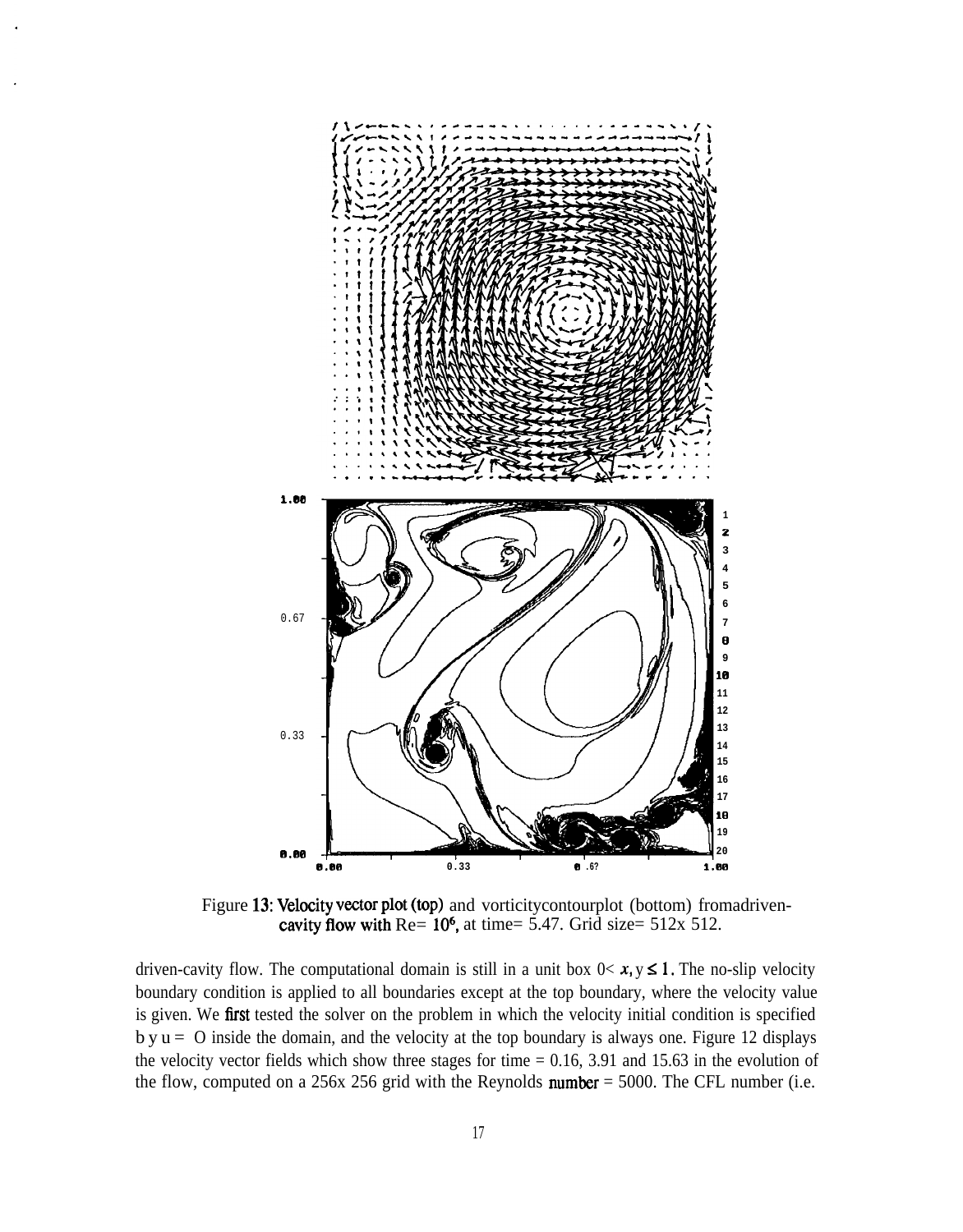Figure 13: Velocity vector plot (top) and vorticity contour plot (bottom) from a driven-cavity flow with Re= $10^6$, at time= 5.47. Grid size= 512x 512.

driven-cavity flow. The computational domain is still in a unit box $0< x, y \leq 1$. The no-slip velocity boundary condition is applied to all boundaries except at the top boundary, where the velocity value is given. We first tested the solver on the problem in which the velocity initial condition is specified by $u = 0$ inside the domain, and the velocity at the top boundary is always one. Figure 12 displays the velocity vector fields which show three stages for time = 0.16, 3.91 and 15.63 in the evolution of the flow, computed on a 256x 256 grid with the Reynolds number = 5000. The CFL number (i.e.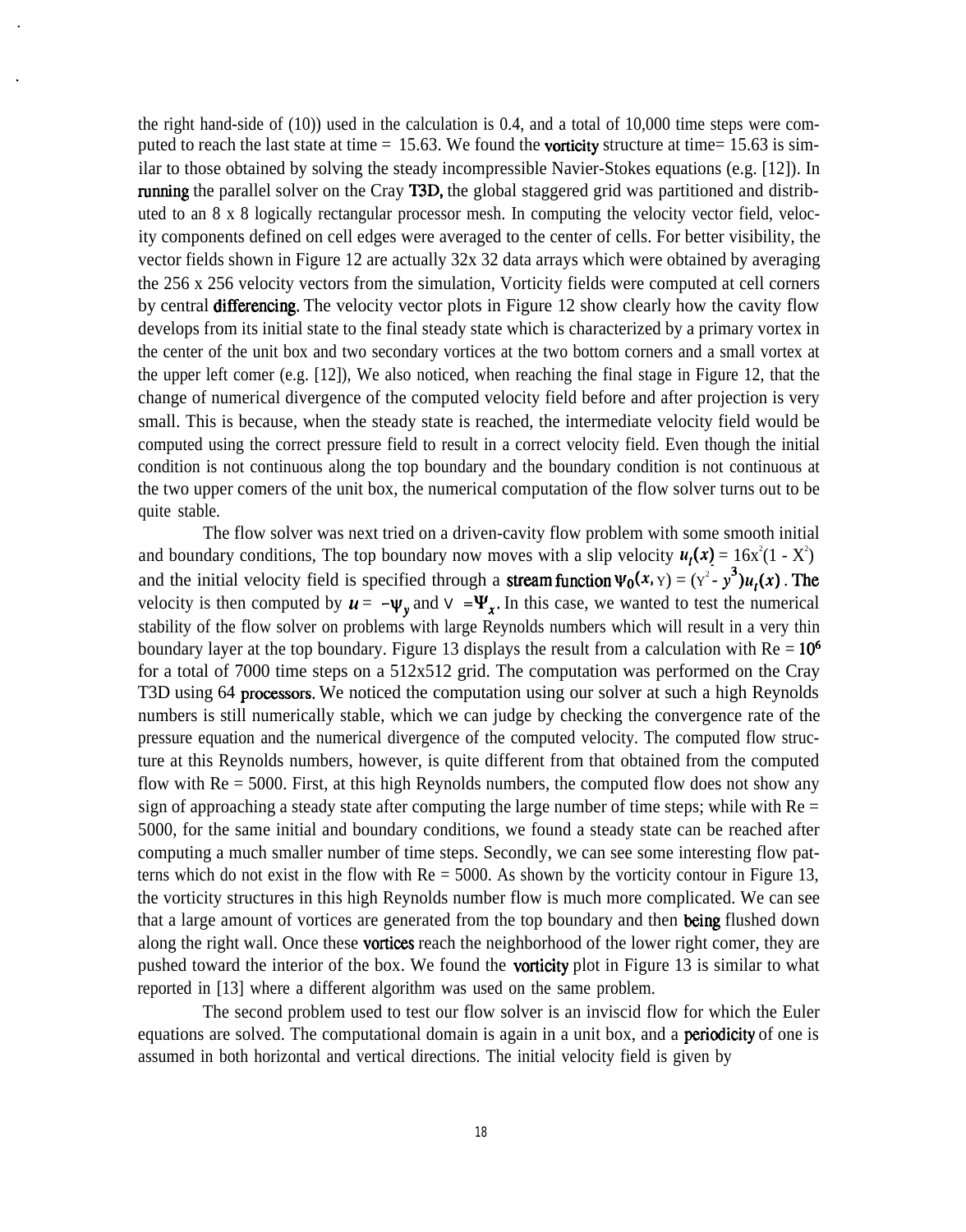the right hand-side of (10)) used in the calculation is 0.4, and a total of 10,000 time steps were computed to reach the last state at time = 15.63. We found the vorticity structure at time= 15.63 is similar to those obtained by solving the steady incompressible Navier-Stokes equations (e.g. [12]). In running the parallel solver on the Cray T3D, the global staggered grid was partitioned and distributed to an 8 x 8 logically rectangular processor mesh. In computing the velocity vector field, velocity components defined on cell edges were averaged to the center of cells. For better visibility, the vector fields shown in Figure 12 are actually 32x 32 data arrays which were obtained by averaging the 256 x 256 velocity vectors from the simulation, Vorticity fields were computed at cell corners by central differencing. The velocity vector plots in Figure 12 show clearly how the cavity flow develops from its initial state to the final steady state which is characterized by a primary vortex in the center of the unit box and two secondary vortices at the two bottom corners and a small vortex at the upper left comer (e.g. [12]), We also noticed, when reaching the final stage in Figure 12, that the change of numerical divergence of the computed velocity field before and after projection is very small. This is because, when the steady state is reached, the intermediate velocity field would be computed using the correct pressure field to result in a correct velocity field. Even though the initial condition is not continuous along the top boundary and the boundary condition is not continuous at the two upper comers of the unit box, the numerical computation of the flow solver turns out to be quite stable.

The flow solver was next tried on a driven-cavity flow problem with some smooth initial and boundary conditions, The top boundary now moves with a slip velocity $u_t(x) = 16x^2(1 - x^2)$ and the initial velocity field is specified through a stream function $\Psi_0(x, y) = (y^2 - y^3)u_t(x)$. The velocity is then computed by $u = -\Psi_y$ and $v = \Psi_x$. In this case, we wanted to test the numerical stability of the flow solver on problems with large Reynolds numbers which will result in a very thin boundary layer at the top boundary. Figure 13 displays the result from a calculation with Re = $10^6$ for a total of 7000 time steps on a 512x512 grid. The computation was performed on the Cray T3D using 64 processors. We noticed the computation using our solver at such a high Reynolds numbers is still numerically stable, which we can judge by checking the convergence rate of the pressure equation and the numerical divergence of the computed velocity. The computed flow structure at this Reynolds numbers, however, is quite different from that obtained from the computed flow with Re = 5000. First, at this high Reynolds numbers, the computed flow does not show any sign of approaching a steady state after computing the large number of time steps; while with Re = 5000, for the same initial and boundary conditions, we found a steady state can be reached after computing a much smaller number of time steps. Secondly, we can see some interesting flow patterns which do not exist in the flow with Re = 5000. As shown by the vorticity contour in Figure 13, the vorticity structures in this high Reynolds number flow is much more complicated. We can see that a large amount of vortices are generated from the top boundary and then being flushed down along the right wall. Once these vortices reach the neighborhood of the lower right comer, they are pushed toward the interior of the box. We found the vorticity plot in Figure 13 is similar to what reported in [13] where a different algorithm was used on the same problem.

The second problem used to test our flow solver is an inviscid flow for which the Euler equations are solved. The computational domain is again in a unit box, and a periodicity of one is assumed in both horizontal and vertical directions. The initial velocity field is given by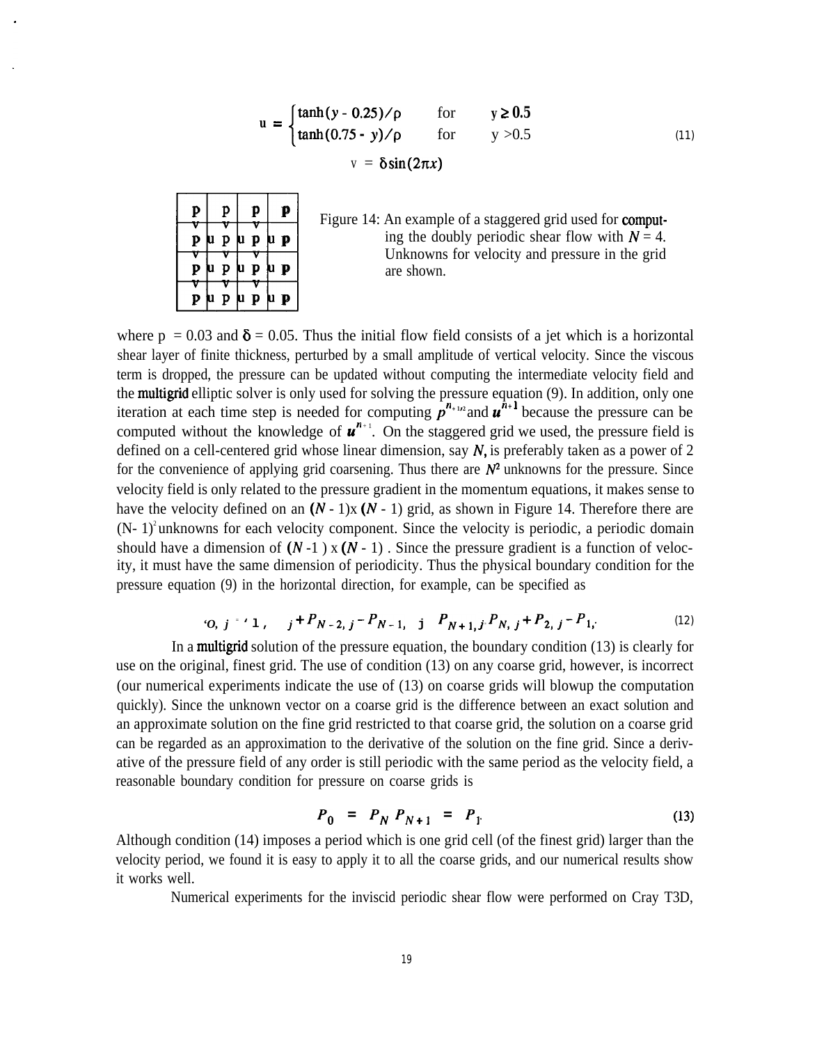$$
u = \begin{cases} \tanh(y - 0.25)/\rho & \text{for} \quad y \geq 0.5 \\ \tanh(0.75 - y)/\rho & \text{for} \quad y > 0.5 \end{cases} \tag{11}
$$

$$
v = \delta \sin(2\pi x)
$$

| p | p | p | p |
|---|---|---|---|
| v | v | v | |
| p u | p u | p u | p |
| v | v | v | |
| p u | p u | p u | p |
| v | v | v | |
| p u | p u | p u | p |

Figure 14: An example of a staggered grid used for computing the doubly periodic shear flow with $N = 4$. Unknowns for velocity and pressure in the grid are shown.

where $p = 0.03$ and $\delta = 0.05$. Thus the initial flow field consists of a jet which is a horizontal shear layer of finite thickness, perturbed by a small amplitude of vertical velocity. Since the viscous term is dropped, the pressure can be updated without computing the intermediate velocity field and the multigrid elliptic solver is only used for solving the pressure equation (9). In addition, only one iteration at each time step is needed for computing $p^{n+1/2}$ and $u^{n+1}$ because the pressure can be computed without the knowledge of $u^{n+1}$. On the staggered grid we used, the pressure field is defined on a cell-centered grid whose linear dimension, say $N$, is preferably taken as a power of 2 for the convenience of applying grid coarsening. Thus there are $N^2$ unknowns for the pressure. Since velocity field is only related to the pressure gradient in the momentum equations, it makes sense to have the velocity defined on an $(N - 1) \times (N - 1)$ grid, as shown in Figure 14. Therefore there are $(N-1)^2$ unknowns for each velocity component. Since the velocity is periodic, a periodic domain should have a dimension of $(N - 1) \times (N - 1)$. Since the pressure gradient is a function of velocity, it must have the same dimension of periodicity. Thus the physical boundary condition for the pressure equation (9) in the horizontal direction, for example, can be specified as

$$
P_{0,j} = P_{1,j} + P_{N-2,j} - P_{N-1,j} \qquad P_{N+1,j} = P_{N,j} + P_{2,j} - P_{1,j} \tag{12}
$$

In a multigrid solution of the pressure equation, the boundary condition (13) is clearly for use on the original, finest grid. The use of condition (13) on any coarse grid, however, is incorrect (our numerical experiments indicate the use of (13) on coarse grids will blowup the computation quickly). Since the unknown vector on a coarse grid is the difference between an exact solution and an approximate solution on the fine grid restricted to that coarse grid, the solution on a coarse grid can be regarded as an approximation to the derivative of the solution on the fine grid. Since a derivative of the pressure field of any order is still periodic with the same period as the velocity field, a reasonable boundary condition for pressure on coarse grids is

$$
P_0 = P_N \qquad P_{N+1} = P_1. \tag{13}
$$

Although condition (14) imposes a period which is one grid cell (of the finest grid) larger than the velocity period, we found it is easy to apply it to all the coarse grids, and our numerical results show it works well.

Numerical experiments for the inviscid periodic shear flow were performed on Cray T3D,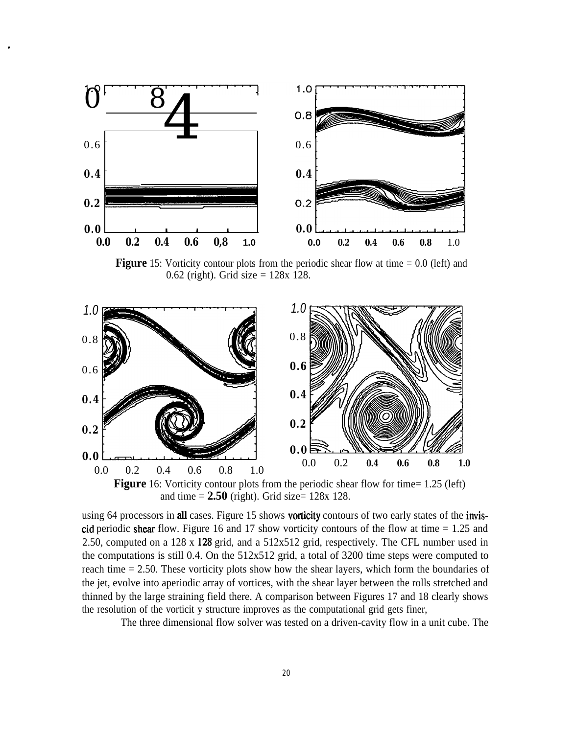Figure 15: Vorticity contour plots from the periodic shear flow at time = 0.0 (left) and 0.62 (right). Grid size = 128x 128.

Figure 16: Vorticity contour plots from the periodic shear flow for time= 1.25 (left) and time = 2.50 (right). Grid size= 128x 128.

using 64 processors in all cases. Figure 15 shows vorticity contours of two early states of the inviscid periodic shear flow. Figure 16 and 17 show vorticity contours of the flow at time = 1.25 and 2.50, computed on a 128 x 128 grid, and a 512x512 grid, respectively. The CFL number used in the computations is still 0.4. On the 512x512 grid, a total of 3200 time steps were computed to reach time = 2.50. These vorticity plots show how the shear layers, which form the boundaries of the jet, evolve into aperiodic array of vortices, with the shear layer between the rolls stretched and thinned by the large straining field there. A comparison between Figures 17 and 18 clearly shows the resolution of the vorticit y structure improves as the computational grid gets finer,

The three dimensional flow solver was tested on a driven-cavity flow in a unit cube. The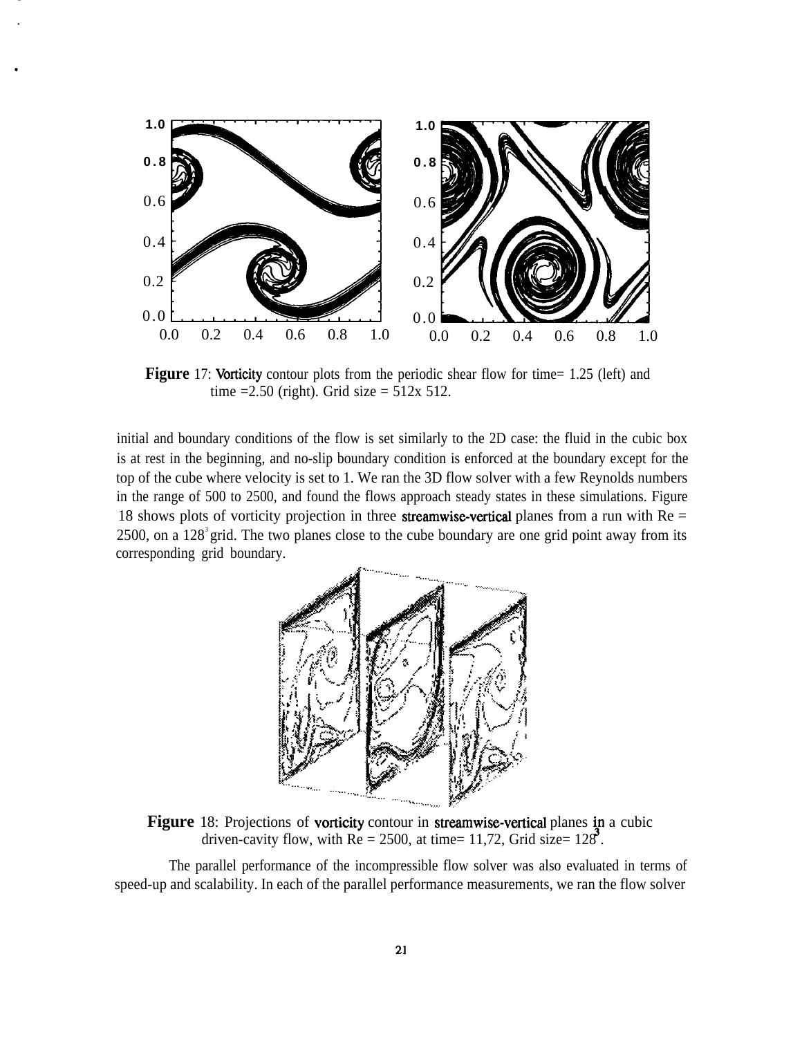**Figure** 17: Vorticity contour plots from the periodic shear flow for time= 1.25 (left) and time =2.50 (right). Grid size = 512x 512.

initial and boundary conditions of the flow is set similarly to the 2D case: the fluid in the cubic box is at rest in the beginning, and no-slip boundary condition is enforced at the boundary except for the top of the cube where velocity is set to 1. We ran the 3D flow solver with a few Reynolds numbers in the range of 500 to 2500, and found the flows approach steady states in these simulations. Figure 18 shows plots of vorticity projection in three streamwise-vertical planes from a run with Re = 2500, on a $128^3$ grid. The two planes close to the cube boundary are one grid point away from its corresponding grid boundary.

**Figure** 18: Projections of vorticity contour in streamwise-vertical planes in a cubic driven-cavity flow, with Re = 2500, at time= 11,72, Grid size= $128^3$.

The parallel performance of the incompressible flow solver was also evaluated in terms of speed-up and scalability. In each of the parallel performance measurements, we ran the flow solver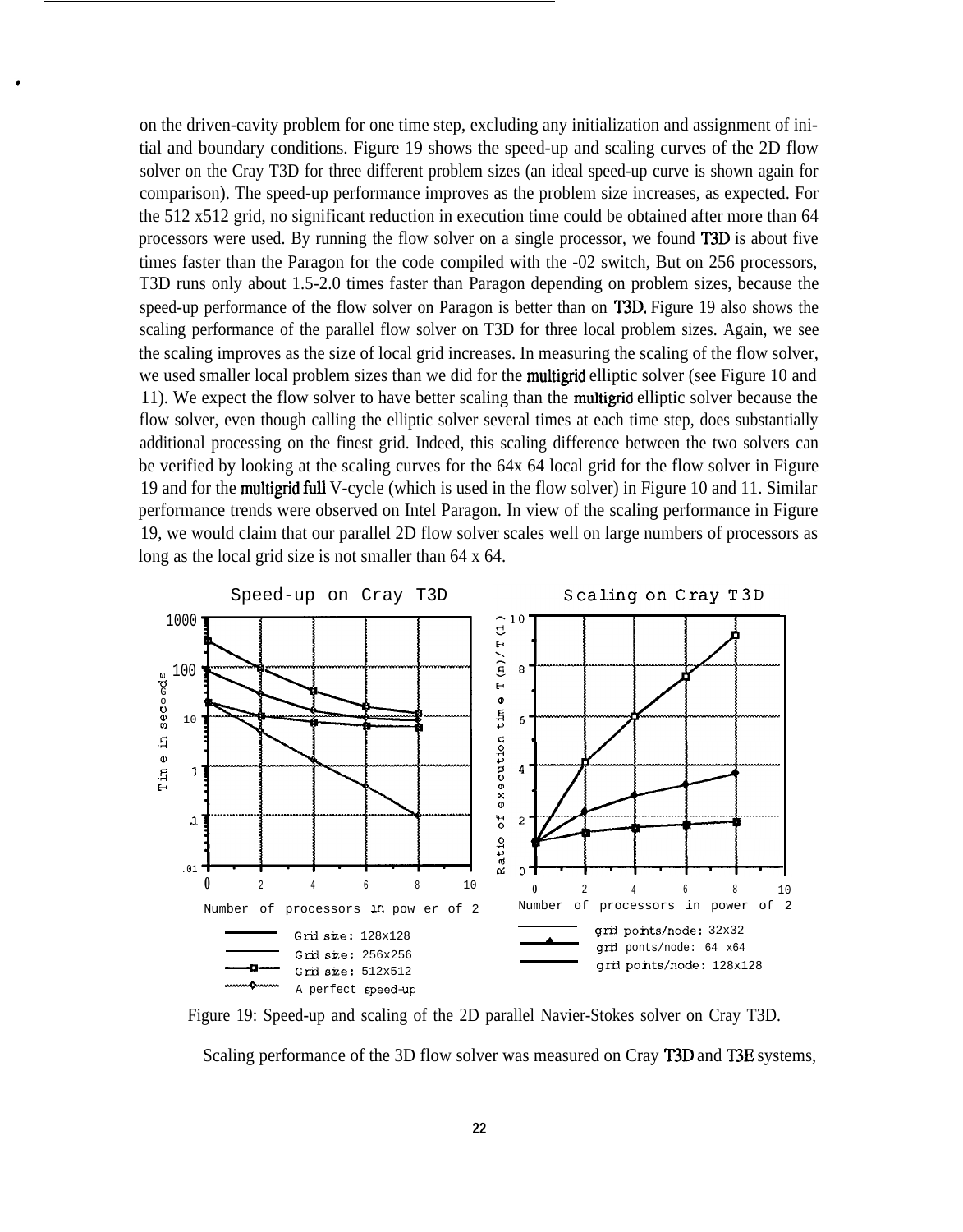on the driven-cavity problem for one time step, excluding any initialization and assignment of initial and boundary conditions. Figure 19 shows the speed-up and scaling curves of the 2D flow solver on the Cray T3D for three different problem sizes (an ideal speed-up curve is shown again for comparison). The speed-up performance improves as the problem size increases, as expected. For the 512 x512 grid, no significant reduction in execution time could be obtained after more than 64 processors were used. By running the flow solver on a single processor, we found T3D is about five times faster than the Paragon for the code compiled with the -02 switch, But on 256 processors, T3D runs only about 1.5-2.0 times faster than Paragon depending on problem sizes, because the speed-up performance of the flow solver on Paragon is better than on T3D. Figure 19 also shows the scaling performance of the parallel flow solver on T3D for three local problem sizes. Again, we see the scaling improves as the size of local grid increases. In measuring the scaling of the flow solver, we used smaller local problem sizes than we did for the multigrid elliptic solver (see Figure 10 and 11). We expect the flow solver to have better scaling than the multigrid elliptic solver because the flow solver, even though calling the elliptic solver several times at each time step, does substantially additional processing on the finest grid. Indeed, this scaling difference between the two solvers can be verified by looking at the scaling curves for the 64x 64 local grid for the flow solver in Figure 19 and for the multigrid full V-cycle (which is used in the flow solver) in Figure 10 and 11. Similar performance trends were observed on Intel Paragon. In view of the scaling performance in Figure 19, we would claim that our parallel 2D flow solver scales well on large numbers of processors as long as the local grid size is not smaller than 64 x 64.

Figure 19: Speed-up and scaling of the 2D parallel Navier-Stokes solver on Cray T3D.

Scaling performance of the 3D flow solver was measured on Cray T3D and T3E systems,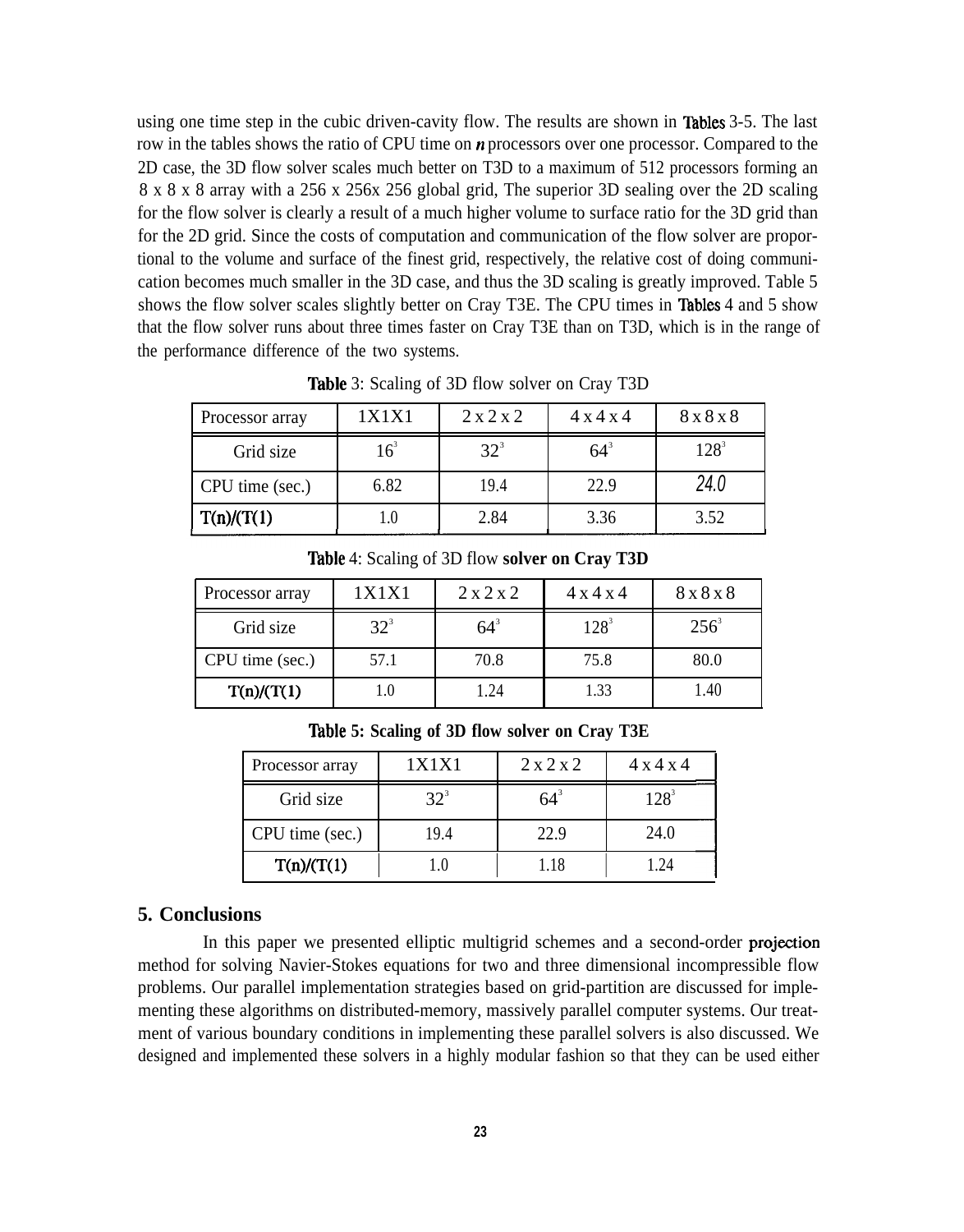using one time step in the cubic driven-cavity flow. The results are shown in Tables 3-5. The last row in the tables shows the ratio of CPU time on *n* processors over one processor. Compared to the 2D case, the 3D flow solver scales much better on T3D to a maximum of 512 processors forming an 8 x 8 x 8 array with a 256 x 256x 256 global grid, The superior 3D sealing over the 2D scaling for the flow solver is clearly a result of a much higher volume to surface ratio for the 3D grid than for the 2D grid. Since the costs of computation and communication of the flow solver are proportional to the volume and surface of the finest grid, respectively, the relative cost of doing communication becomes much smaller in the 3D case, and thus the 3D scaling is greatly improved. Table 5 shows the flow solver scales slightly better on Cray T3E. The CPU times in Tables 4 and 5 show that the flow solver runs about three times faster on Cray T3E than on T3D, which is in the range of the performance difference of the two systems.

Table 3: Scaling of 3D flow solver on Cray T3D

| Processor array | 1X1X1 | 2 x 2 x 2 | 4 x 4 x 4 | 8 x 8 x 8 |
|---|---|---|---|---|
| Grid size | $16^3$ | $32^3$ | $64^3$ | $128^3$ |
| CPU time (sec.) | 6.82 | 19.4 | 22.9 | 24.0 |
| T(n)/(T(1) | 1.0 | 2.84 | 3.36 | 3.52 |

Table 4: Scaling of 3D flow **solver on Cray T3D**

| Processor array | 1X1X1 | 2 x 2 x 2 | 4 x 4 x 4 | 8 x 8 x 8 |
|---|---|---|---|---|
| Grid size | $32^3$ | $64^3$ | $128^3$ | $256^3$ |
| CPU time (sec.) | 57.1 | 70.8 | 75.8 | 80.0 |
| T(n)/(T(1) | 1.0 | 1.24 | 1.33 | 1.40 |

**Table 5: Scaling of 3D flow solver on Cray T3E**

| Processor array | 1X1X1 | 2 x 2 x 2 | 4 x 4 x 4 |
|---|---|---|---|
| Grid size | $32^3$ | $64^3$ | $128^3$ |
| CPU time (sec.) | 19.4 | 22.9 | 24.0 |
| T(n)/(T(1) | 1.0 | 1.18 | 1.24 |

## 5. Conclusions

In this paper we presented elliptic multigrid schemes and a second-order projection method for solving Navier-Stokes equations for two and three dimensional incompressible flow problems. Our parallel implementation strategies based on grid-partition are discussed for implementing these algorithms on distributed-memory, massively parallel computer systems. Our treatment of various boundary conditions in implementing these parallel solvers is also discussed. We designed and implemented these solvers in a highly modular fashion so that they can be used either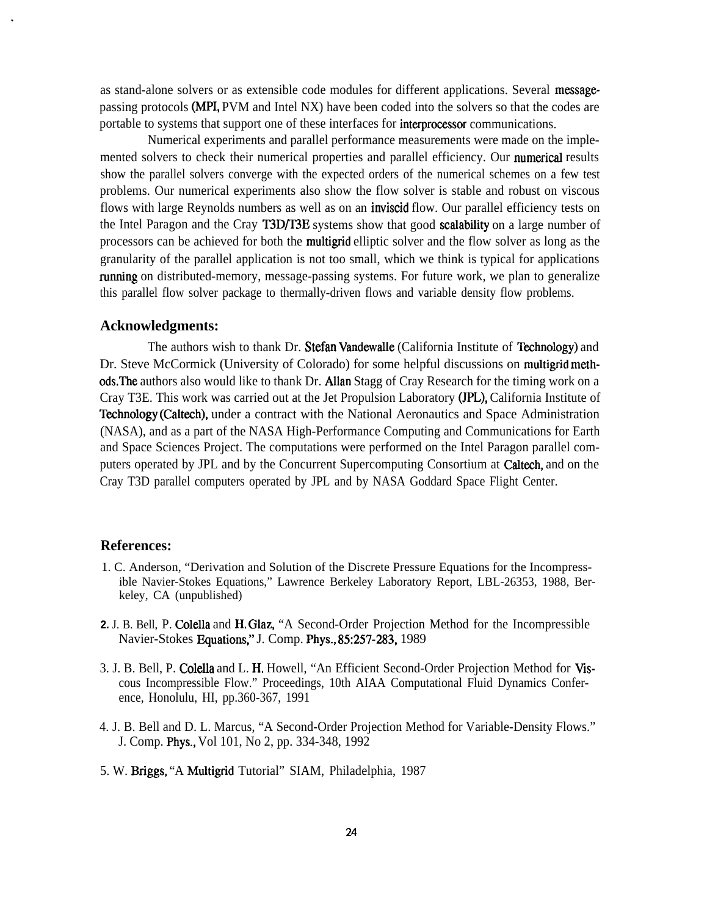as stand-alone solvers or as extensible code modules for different applications. Several message-passing protocols (MPI, PVM and Intel NX) have been coded into the solvers so that the codes are portable to systems that support one of these interfaces for interprocessor communications.

Numerical experiments and parallel performance measurements were made on the implemented solvers to check their numerical properties and parallel efficiency. Our numerical results show the parallel solvers converge with the expected orders of the numerical schemes on a few test problems. Our numerical experiments also show the flow solver is stable and robust on viscous flows with large Reynolds numbers as well as on an inviscid flow. Our parallel efficiency tests on the Intel Paragon and the Cray T3D/T3E systems show that good scalability on a large number of processors can be achieved for both the multigrid elliptic solver and the flow solver as long as the granularity of the parallel application is not too small, which we think is typical for applications running on distributed-memory, message-passing systems. For future work, we plan to generalize this parallel flow solver package to thermally-driven flows and variable density flow problems.

## Acknowledgments:

The authors wish to thank Dr. Stefan Vandewalle (California Institute of Technology) and Dr. Steve McCormick (University of Colorado) for some helpful discussions on multigrid methods. The authors also would like to thank Dr. Allan Stagg of Cray Research for the timing work on a Cray T3E. This work was carried out at the Jet Propulsion Laboratory (JPL), California Institute of Technology (Caltech), under a contract with the National Aeronautics and Space Administration (NASA), and as a part of the NASA High-Performance Computing and Communications for Earth and Space Sciences Project. The computations were performed on the Intel Paragon parallel computers operated by JPL and by the Concurrent Supercomputing Consortium at Caltech, and on the Cray T3D parallel computers operated by JPL and by NASA Goddard Space Flight Center.

## References:

1. C. Anderson, "Derivation and Solution of the Discrete Pressure Equations for the Incompressible Navier-Stokes Equations," Lawrence Berkeley Laboratory Report, LBL-26353, 1988, Berkeley, CA (unpublished)

2. J. B. Bell, P. Colella and H. Glaz, "A Second-Order Projection Method for the Incompressible Navier-Stokes Equations," J. Comp. Phys., 85:257-283, 1989

3. J. B. Bell, P. Colella and L. H. Howell, "An Efficient Second-Order Projection Method for Viscous Incompressible Flow." Proceedings, 10th AIAA Computational Fluid Dynamics Conference, Honolulu, HI, pp.360-367, 1991

4. J. B. Bell and D. L. Marcus, "A Second-Order Projection Method for Variable-Density Flows." J. Comp. Phys., Vol 101, No 2, pp. 334-348, 1992

5. W. Briggs, "A Multigrid Tutorial" SIAM, Philadelphia, 1987